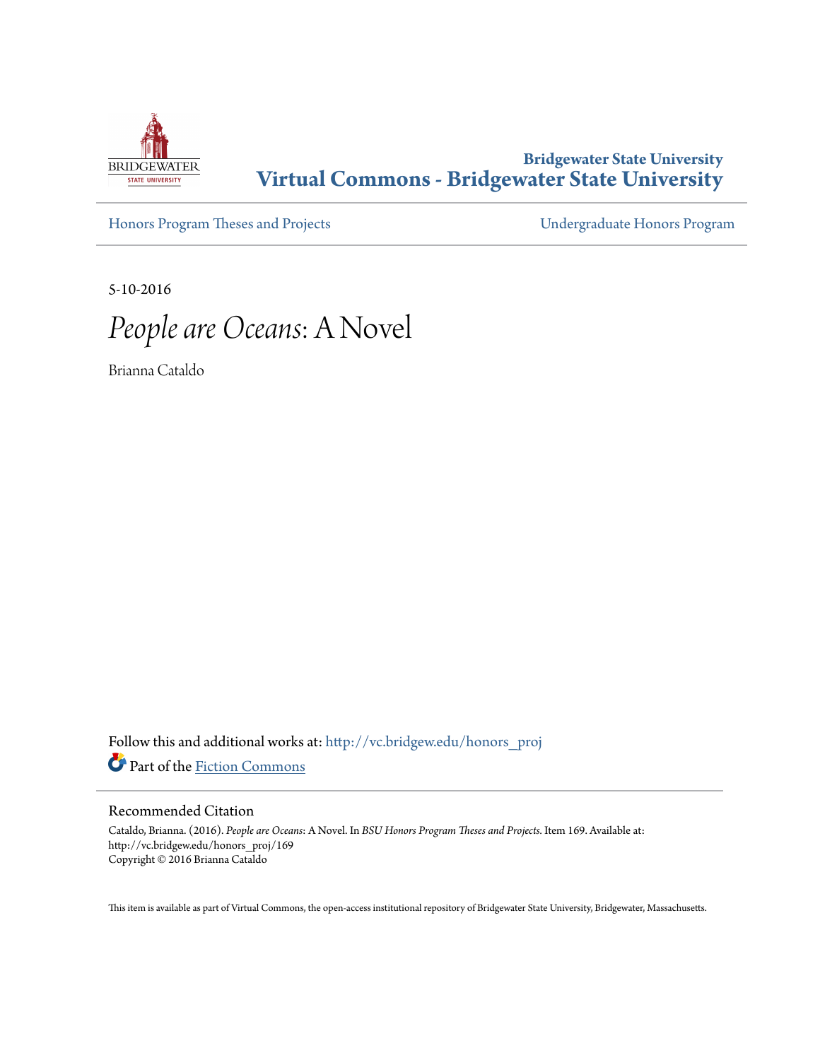Bridgewater State University

# Virtual Commons - Bridgewater State University

Honors Program Theses and Projects

Undergraduate Honors Program

5-10-2016

## *People are Oceans*: A Novel

Brianna Cataldo

Follow this and additional works at: http://vc.bridgew.edu/honors_proj

Part of the Fiction Commons

### Recommended Citation

Cataldo, Brianna. (2016). *People are Oceans*: A Novel. In *BSU Honors Program Theses and Projects*. Item 169. Available at: http://vc.bridgew.edu/honors_proj/169
Copyright © 2016 Brianna Cataldo

This item is available as part of Virtual Commons, the open-access institutional repository of Bridgewater State University, Bridgewater, Massachusetts.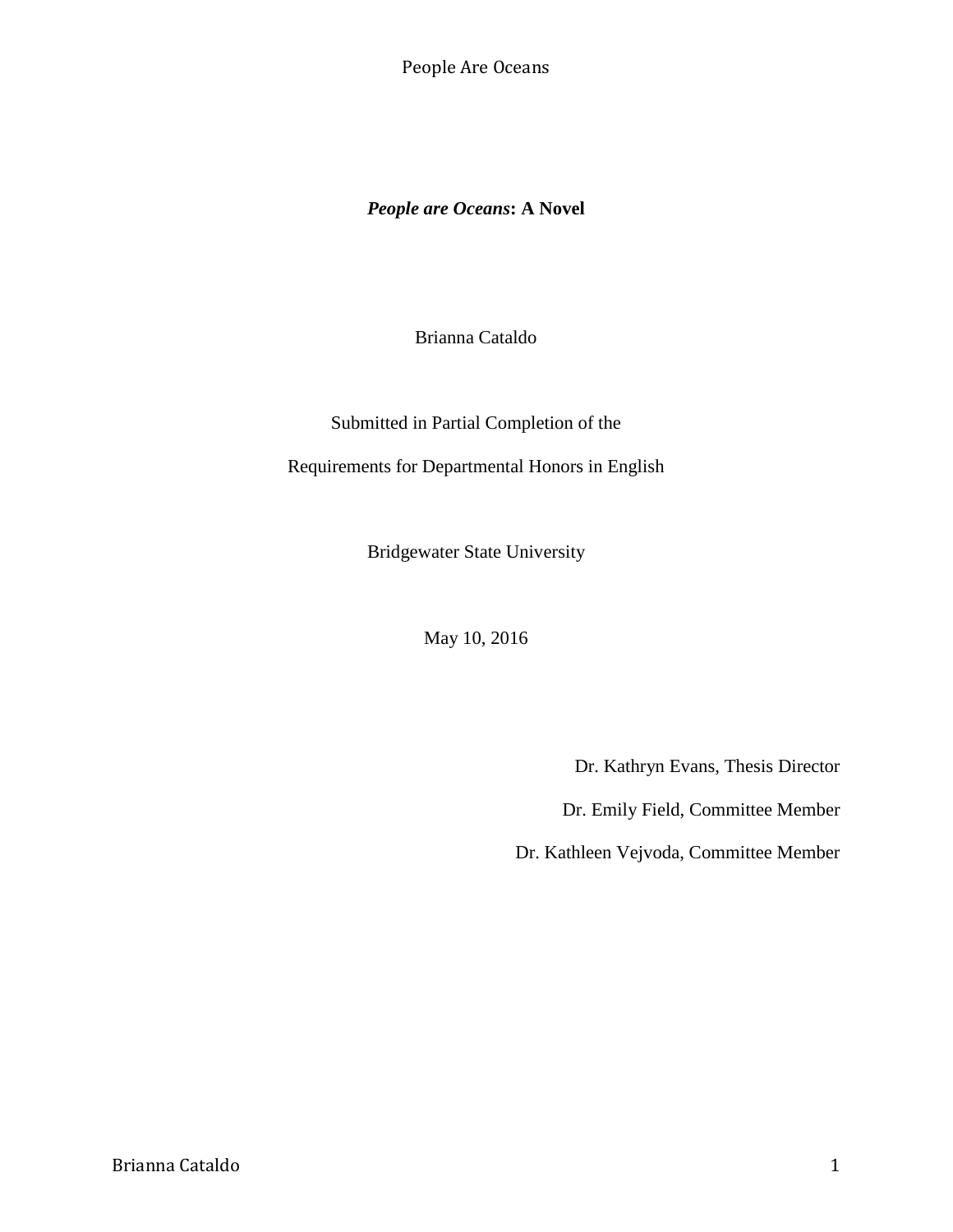***People are Oceans*: A Novel**

Brianna Cataldo

Submitted in Partial Completion of the

Requirements for Departmental Honors in English

Bridgewater State University

May 10, 2016

Dr. Kathryn Evans, Thesis Director

Dr. Emily Field, Committee Member

Dr. Kathleen Vejvoda, Committee Member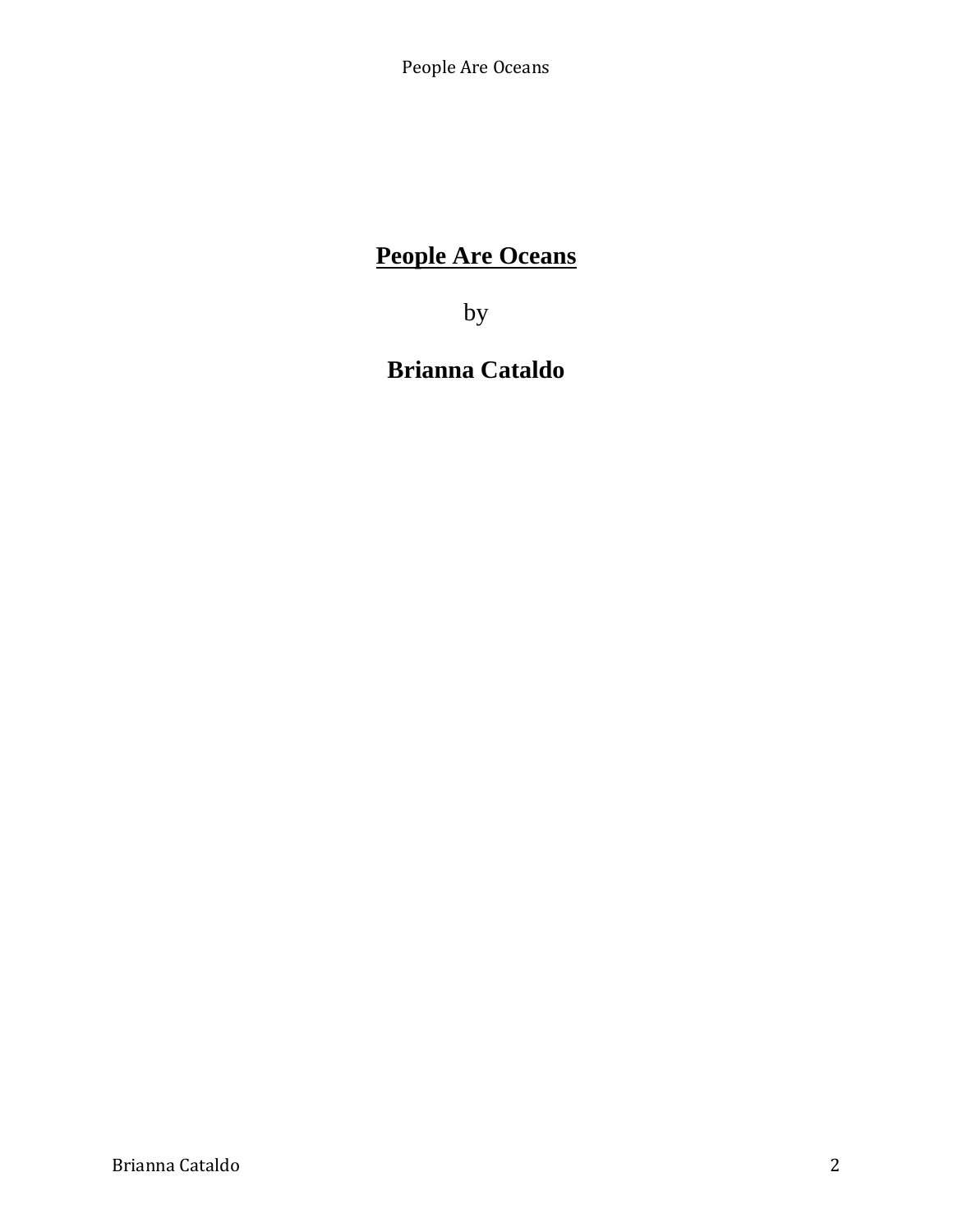# <u>People Are Oceans</u>

by

**Brianna Cataldo**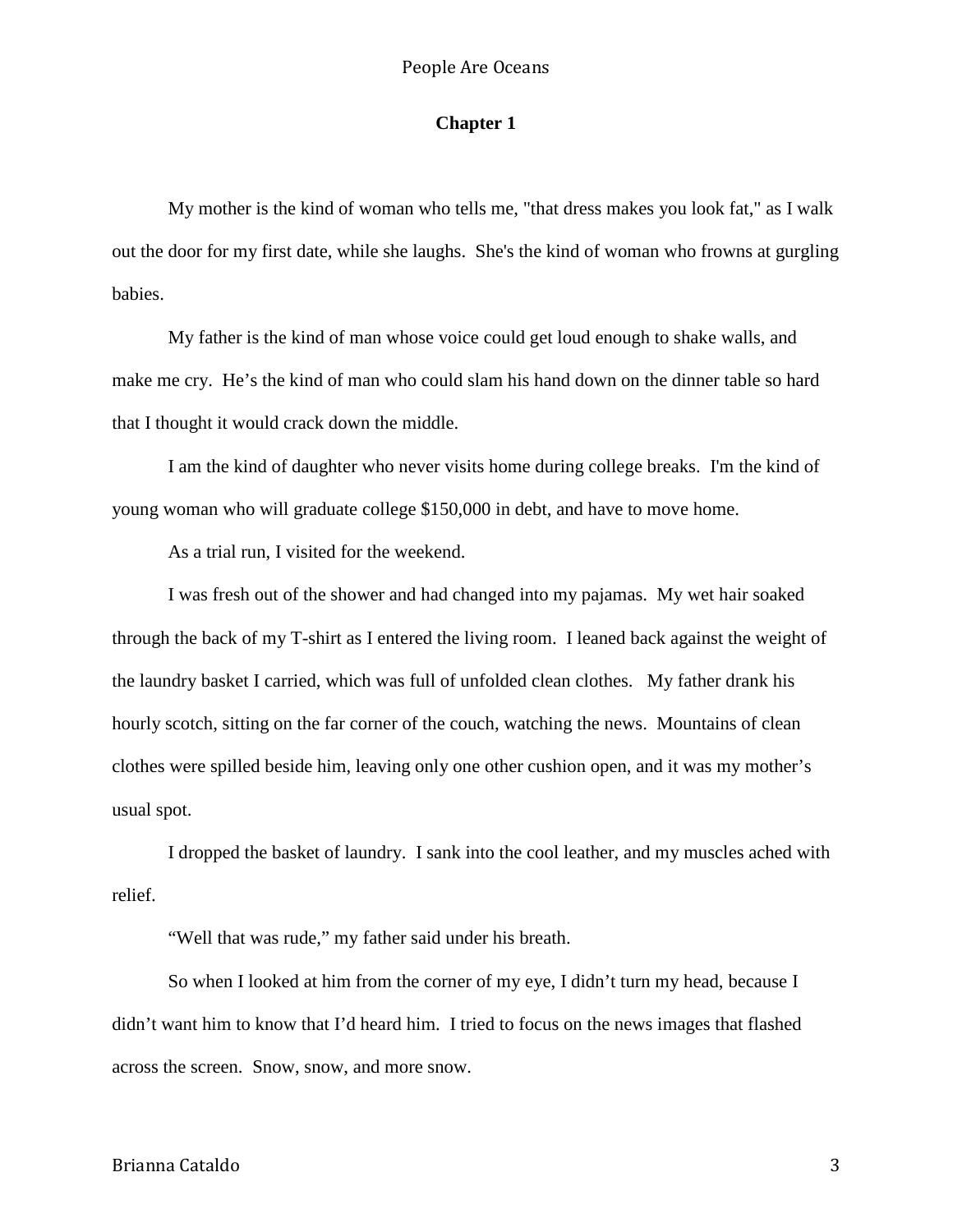## Chapter 1

My mother is the kind of woman who tells me, "that dress makes you look fat," as I walk out the door for my first date, while she laughs. She's the kind of woman who frowns at gurgling babies.

My father is the kind of man whose voice could get loud enough to shake walls, and make me cry. He’s the kind of man who could slam his hand down on the dinner table so hard that I thought it would crack down the middle.

I am the kind of daughter who never visits home during college breaks. I'm the kind of young woman who will graduate college $150,000 in debt, and have to move home.

As a trial run, I visited for the weekend.

I was fresh out of the shower and had changed into my pajamas. My wet hair soaked through the back of my T-shirt as I entered the living room. I leaned back against the weight of the laundry basket I carried, which was full of unfolded clean clothes. My father drank his hourly scotch, sitting on the far corner of the couch, watching the news. Mountains of clean clothes were spilled beside him, leaving only one other cushion open, and it was my mother’s usual spot.

I dropped the basket of laundry. I sank into the cool leather, and my muscles ached with relief.

“Well that was rude,” my father said under his breath.

So when I looked at him from the corner of my eye, I didn’t turn my head, because I didn’t want him to know that I’d heard him. I tried to focus on the news images that flashed across the screen. Snow, snow, and more snow.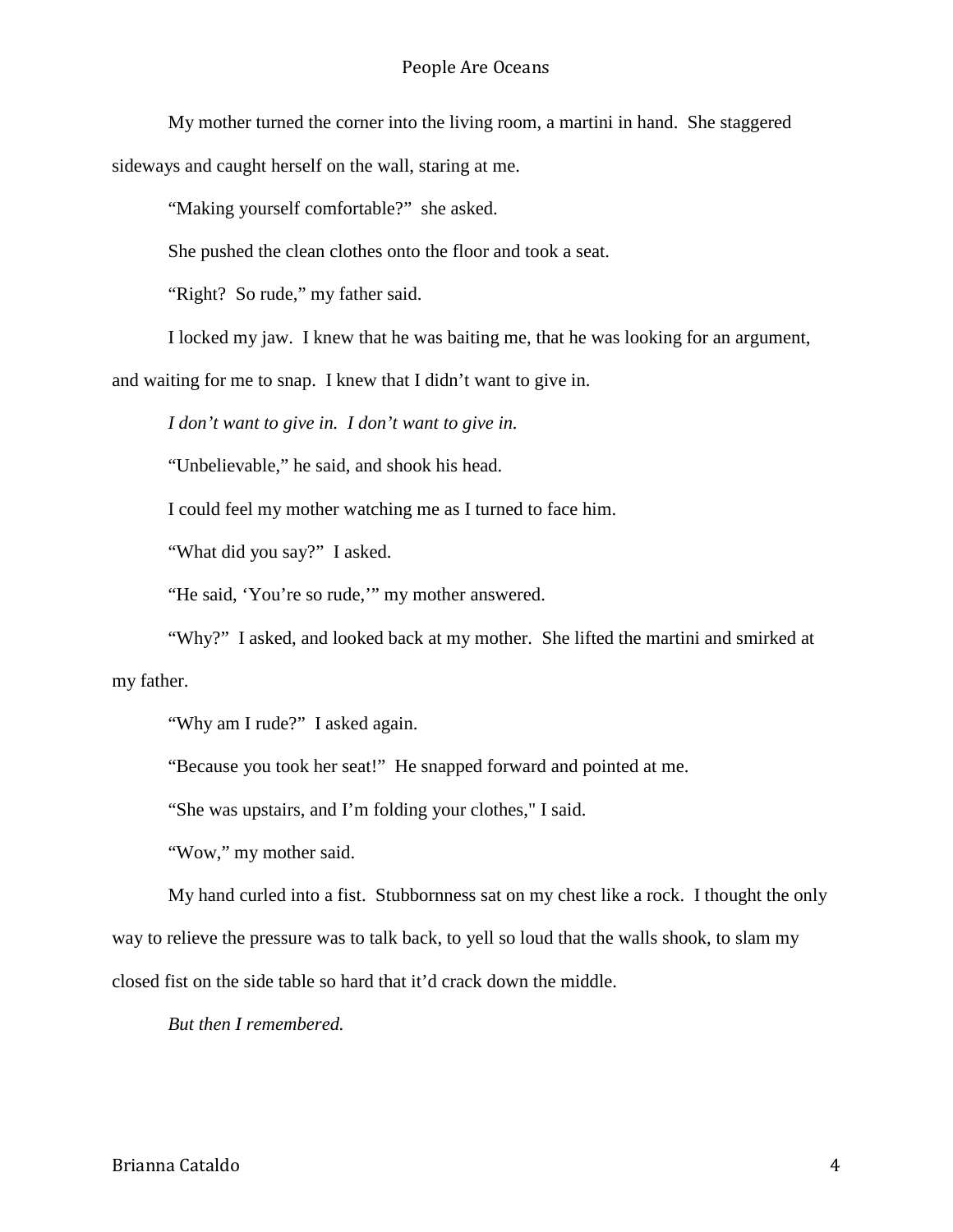My mother turned the corner into the living room, a martini in hand. She staggered sideways and caught herself on the wall, staring at me.

"Making yourself comfortable?" she asked.

She pushed the clean clothes onto the floor and took a seat.

"Right? So rude," my father said.

I locked my jaw. I knew that he was baiting me, that he was looking for an argument, and waiting for me to snap. I knew that I didn't want to give in.

*I don't want to give in. I don't want to give in.*

"Unbelievable," he said, and shook his head.

I could feel my mother watching me as I turned to face him.

"What did you say?" I asked.

"He said, 'You're so rude,'" my mother answered.

"Why?" I asked, and looked back at my mother. She lifted the martini and smirked at my father.

"Why am I rude?" I asked again.

"Because you took her seat!" He snapped forward and pointed at me.

"She was upstairs, and I'm folding your clothes," I said.

"Wow," my mother said.

My hand curled into a fist. Stubbornness sat on my chest like a rock. I thought the only way to relieve the pressure was to talk back, to yell so loud that the walls shook, to slam my closed fist on the side table so hard that it'd crack down the middle.

*But then I remembered.*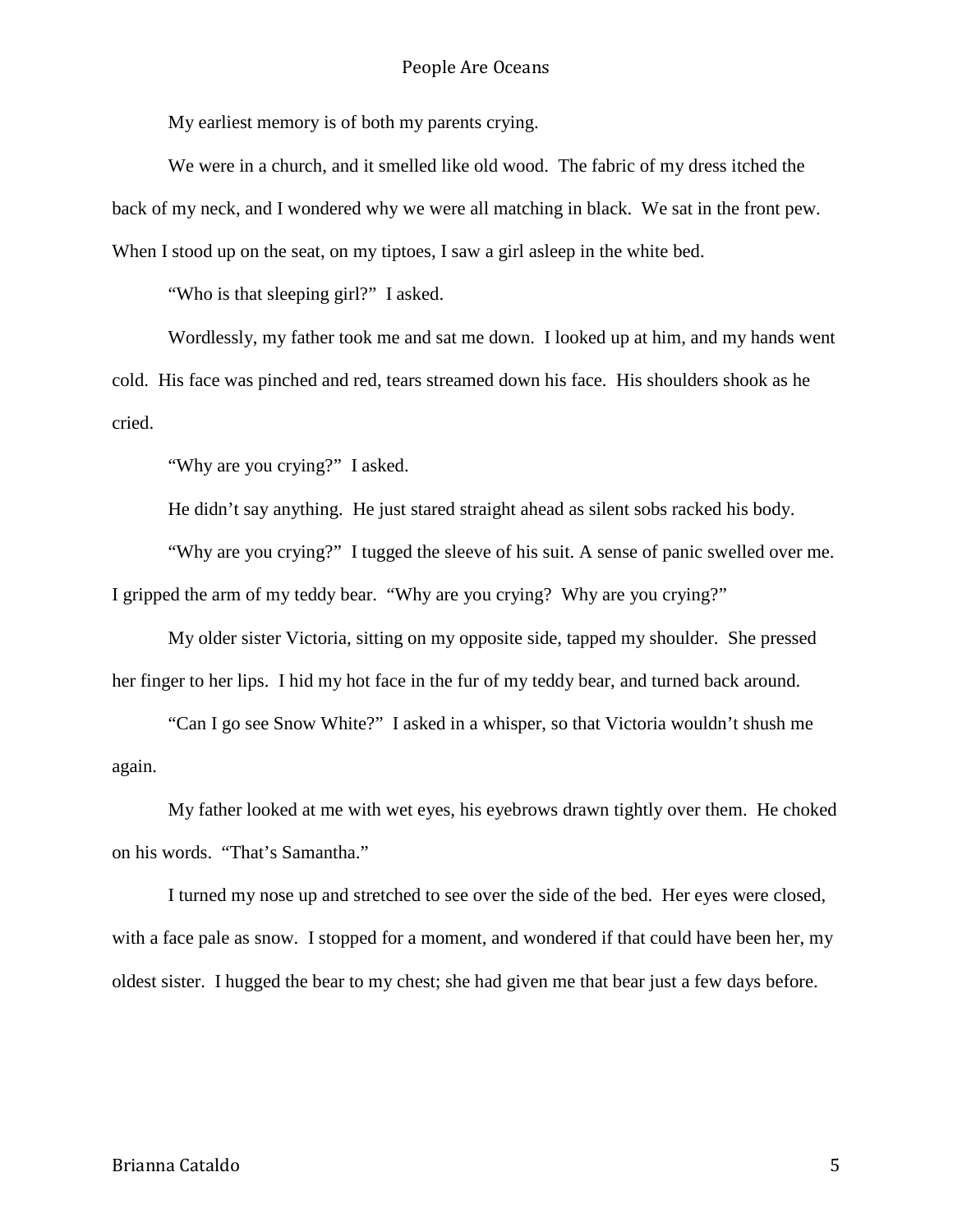My earliest memory is of both my parents crying.

We were in a church, and it smelled like old wood. The fabric of my dress itched the back of my neck, and I wondered why we were all matching in black. We sat in the front pew. When I stood up on the seat, on my tiptoes, I saw a girl asleep in the white bed.

"Who is that sleeping girl?" I asked.

Wordlessly, my father took me and sat me down. I looked up at him, and my hands went cold. His face was pinched and red, tears streamed down his face. His shoulders shook as he cried.

"Why are you crying?" I asked.

He didn't say anything. He just stared straight ahead as silent sobs racked his body.

"Why are you crying?" I tugged the sleeve of his suit. A sense of panic swelled over me. I gripped the arm of my teddy bear. "Why are you crying? Why are you crying?"

My older sister Victoria, sitting on my opposite side, tapped my shoulder. She pressed her finger to her lips. I hid my hot face in the fur of my teddy bear, and turned back around.

"Can I go see Snow White?" I asked in a whisper, so that Victoria wouldn't shush me again.

My father looked at me with wet eyes, his eyebrows drawn tightly over them. He choked on his words. "That's Samantha."

I turned my nose up and stretched to see over the side of the bed. Her eyes were closed, with a face pale as snow. I stopped for a moment, and wondered if that could have been her, my oldest sister. I hugged the bear to my chest; she had given me that bear just a few days before.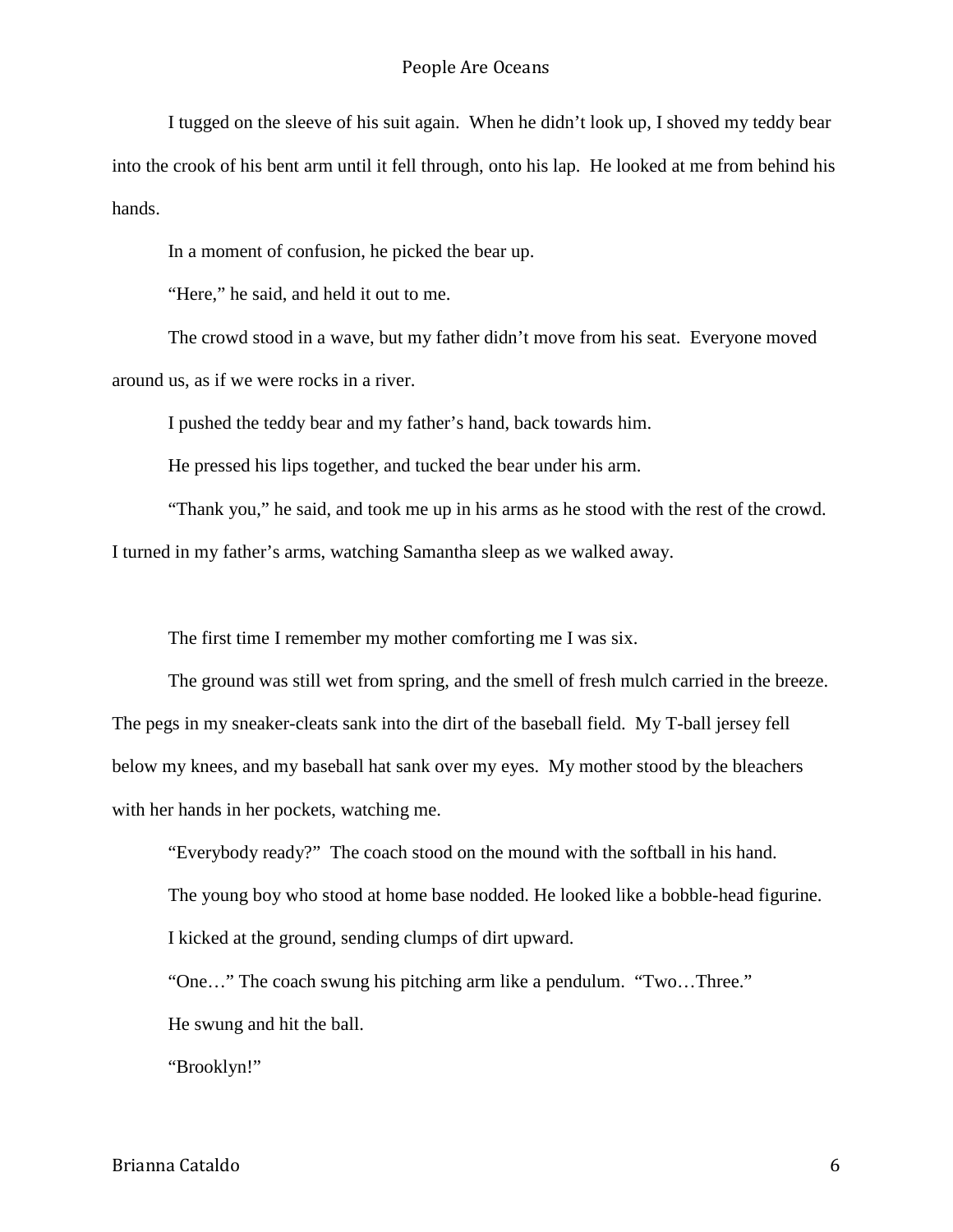I tugged on the sleeve of his suit again. When he didn't look up, I shoved my teddy bear into the crook of his bent arm until it fell through, onto his lap. He looked at me from behind his hands.

In a moment of confusion, he picked the bear up.

"Here," he said, and held it out to me.

The crowd stood in a wave, but my father didn't move from his seat. Everyone moved around us, as if we were rocks in a river.

I pushed the teddy bear and my father's hand, back towards him.

He pressed his lips together, and tucked the bear under his arm.

"Thank you," he said, and took me up in his arms as he stood with the rest of the crowd. I turned in my father's arms, watching Samantha sleep as we walked away.

The first time I remember my mother comforting me I was six.

The ground was still wet from spring, and the smell of fresh mulch carried in the breeze. The pegs in my sneaker-cleats sank into the dirt of the baseball field. My T-ball jersey fell below my knees, and my baseball hat sank over my eyes. My mother stood by the bleachers with her hands in her pockets, watching me.

"Everybody ready?" The coach stood on the mound with the softball in his hand.

The young boy who stood at home base nodded. He looked like a bobble-head figurine.

I kicked at the ground, sending clumps of dirt upward.

"One…" The coach swung his pitching arm like a pendulum. "Two…Three."

He swung and hit the ball.

"Brooklyn!"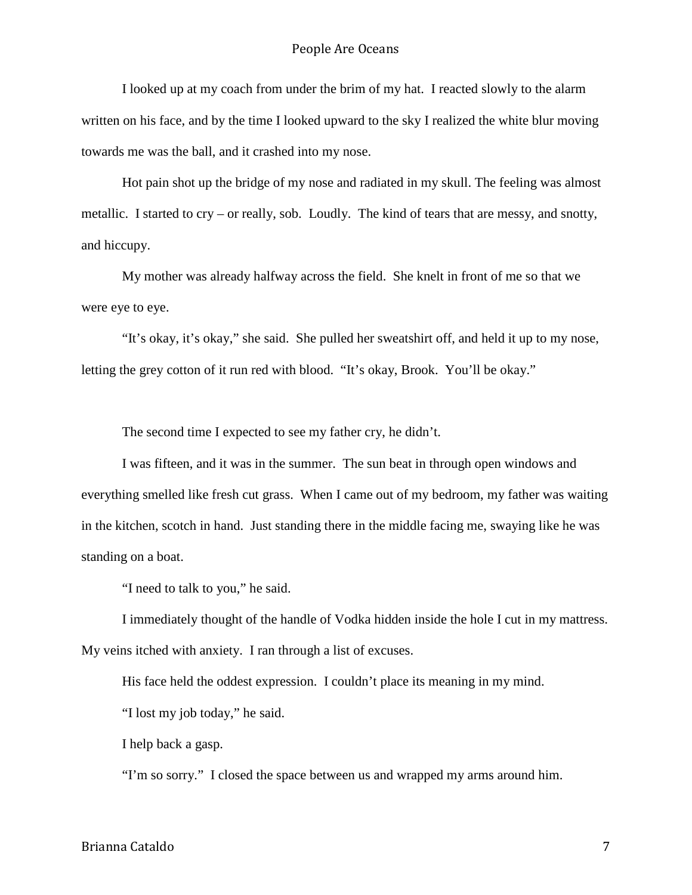I looked up at my coach from under the brim of my hat. I reacted slowly to the alarm written on his face, and by the time I looked upward to the sky I realized the white blur moving towards me was the ball, and it crashed into my nose.

Hot pain shot up the bridge of my nose and radiated in my skull. The feeling was almost metallic. I started to cry – or really, sob. Loudly. The kind of tears that are messy, and snotty, and hiccupy.

My mother was already halfway across the field. She knelt in front of me so that we were eye to eye.

"It's okay, it's okay," she said. She pulled her sweatshirt off, and held it up to my nose, letting the grey cotton of it run red with blood. "It's okay, Brook. You'll be okay."

The second time I expected to see my father cry, he didn't.

I was fifteen, and it was in the summer. The sun beat in through open windows and everything smelled like fresh cut grass. When I came out of my bedroom, my father was waiting in the kitchen, scotch in hand. Just standing there in the middle facing me, swaying like he was standing on a boat.

"I need to talk to you," he said.

I immediately thought of the handle of Vodka hidden inside the hole I cut in my mattress. My veins itched with anxiety. I ran through a list of excuses.

His face held the oddest expression. I couldn't place its meaning in my mind.

"I lost my job today," he said.

I help back a gasp.

"I'm so sorry." I closed the space between us and wrapped my arms around him.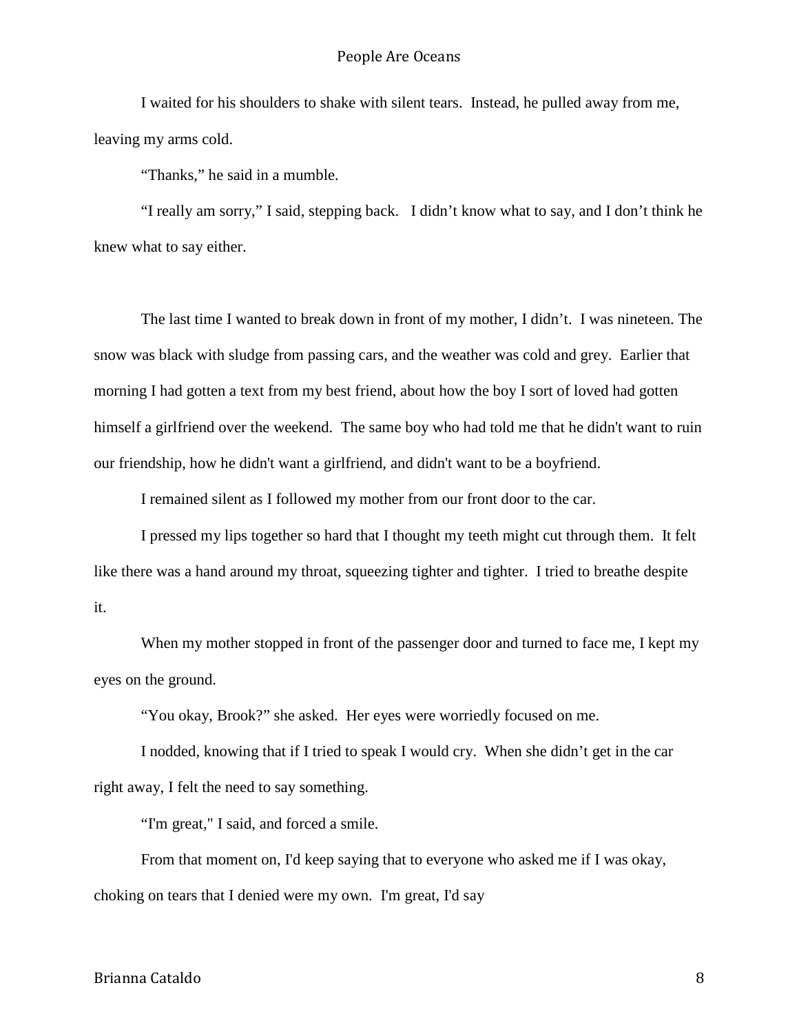I waited for his shoulders to shake with silent tears. Instead, he pulled away from me, leaving my arms cold.

“Thanks,” he said in a mumble.

“I really am sorry,” I said, stepping back. I didn’t know what to say, and I don’t think he knew what to say either.

The last time I wanted to break down in front of my mother, I didn’t. I was nineteen. The snow was black with sludge from passing cars, and the weather was cold and grey. Earlier that morning I had gotten a text from my best friend, about how the boy I sort of loved had gotten himself a girlfriend over the weekend. The same boy who had told me that he didn't want to ruin our friendship, how he didn't want a girlfriend, and didn't want to be a boyfriend.

I remained silent as I followed my mother from our front door to the car.

I pressed my lips together so hard that I thought my teeth might cut through them. It felt like there was a hand around my throat, squeezing tighter and tighter. I tried to breathe despite it.

When my mother stopped in front of the passenger door and turned to face me, I kept my eyes on the ground.

“You okay, Brook?” she asked. Her eyes were worriedly focused on me.

I nodded, knowing that if I tried to speak I would cry. When she didn’t get in the car right away, I felt the need to say something.

“I'm great," I said, and forced a smile.

From that moment on, I'd keep saying that to everyone who asked me if I was okay, choking on tears that I denied were my own. I'm great, I'd say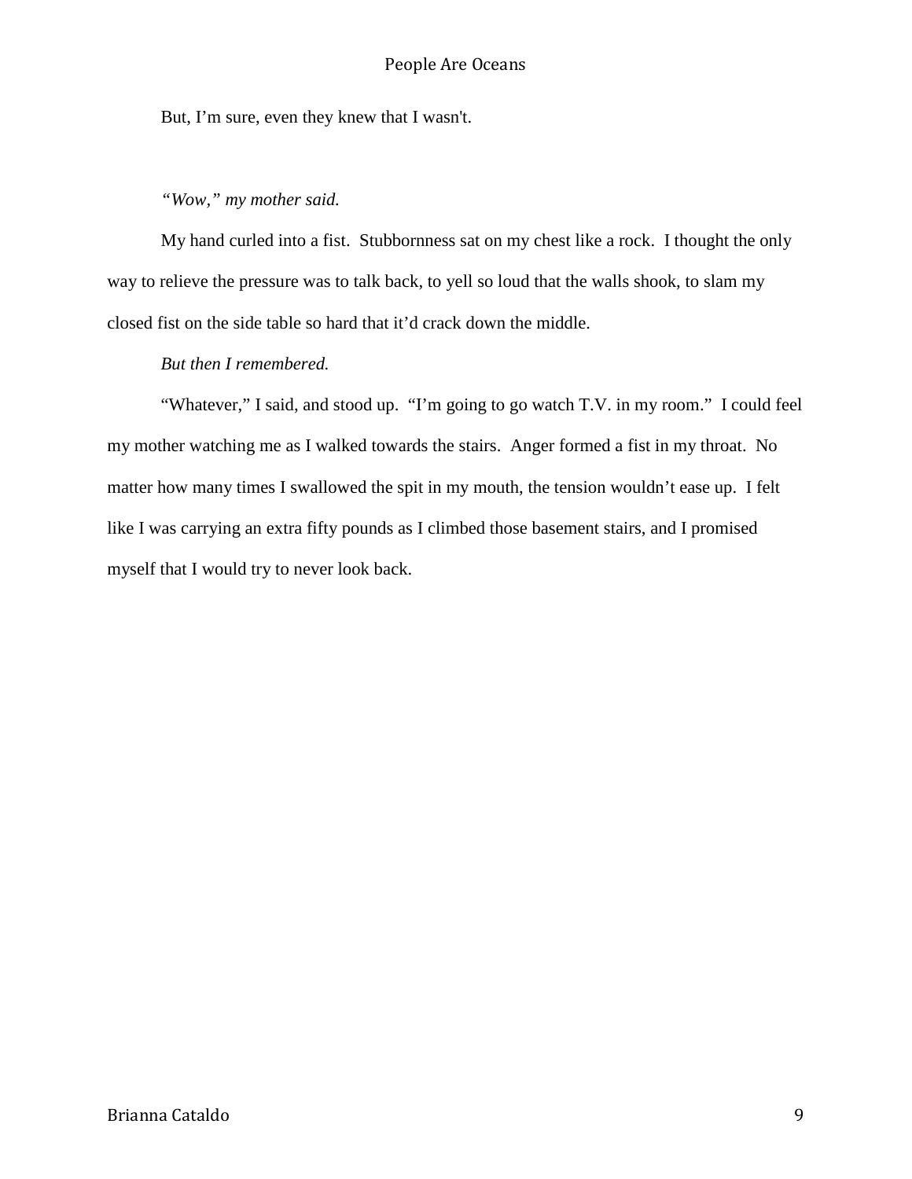But, I'm sure, even they knew that I wasn't.

*"Wow," my mother said.*

My hand curled into a fist. Stubbornness sat on my chest like a rock. I thought the only way to relieve the pressure was to talk back, to yell so loud that the walls shook, to slam my closed fist on the side table so hard that it'd crack down the middle.

*But then I remembered.*

"Whatever," I said, and stood up. "I'm going to go watch T.V. in my room." I could feel my mother watching me as I walked towards the stairs. Anger formed a fist in my throat. No matter how many times I swallowed the spit in my mouth, the tension wouldn't ease up. I felt like I was carrying an extra fifty pounds as I climbed those basement stairs, and I promised myself that I would try to never look back.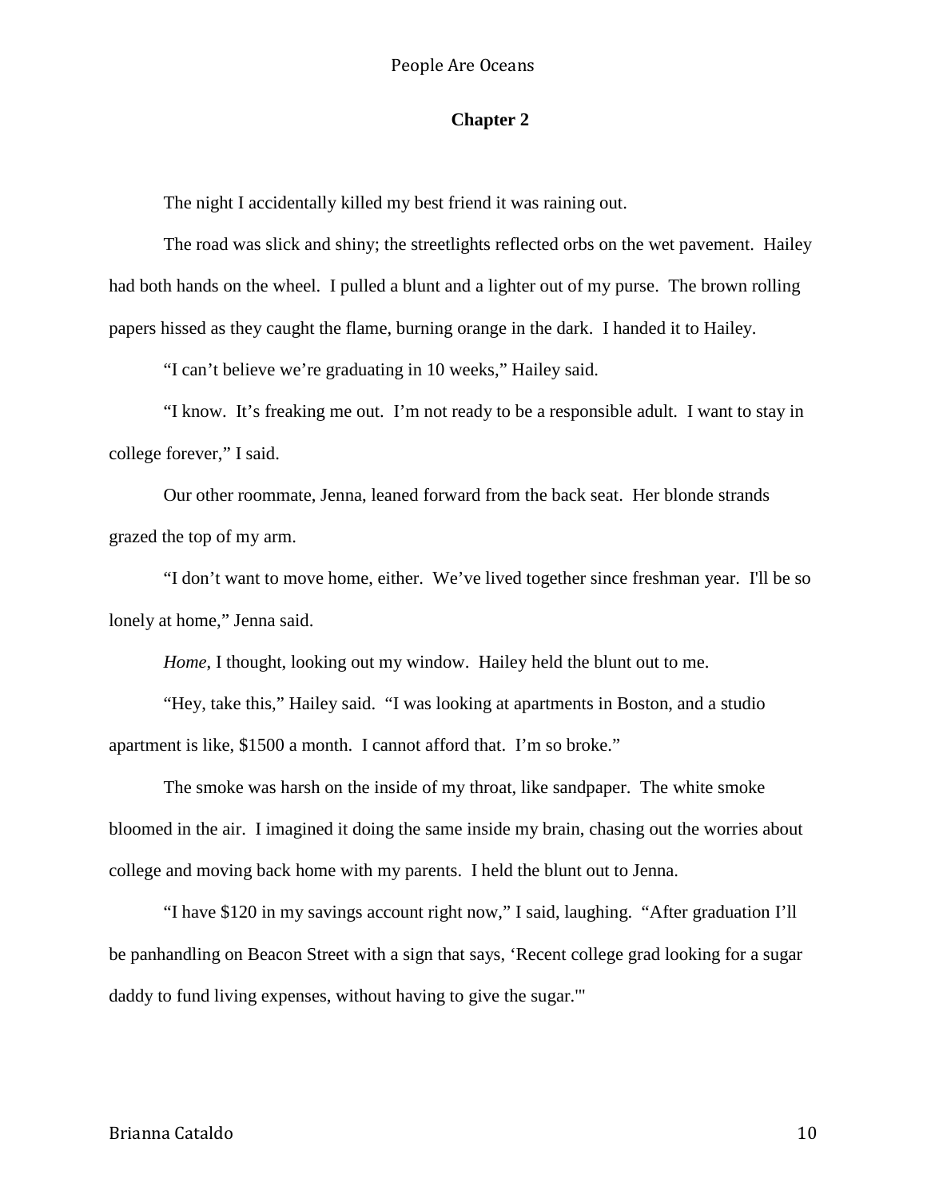## Chapter 2

The night I accidentally killed my best friend it was raining out.

The road was slick and shiny; the streetlights reflected orbs on the wet pavement. Hailey had both hands on the wheel. I pulled a blunt and a lighter out of my purse. The brown rolling papers hissed as they caught the flame, burning orange in the dark. I handed it to Hailey.

"I can't believe we're graduating in 10 weeks," Hailey said.

"I know. It's freaking me out. I'm not ready to be a responsible adult. I want to stay in college forever," I said.

Our other roommate, Jenna, leaned forward from the back seat. Her blonde strands grazed the top of my arm.

"I don't want to move home, either. We've lived together since freshman year. I'll be so lonely at home," Jenna said.

*Home*, I thought, looking out my window. Hailey held the blunt out to me.

"Hey, take this," Hailey said. "I was looking at apartments in Boston, and a studio apartment is like, $1500 a month. I cannot afford that. I'm so broke."

The smoke was harsh on the inside of my throat, like sandpaper. The white smoke bloomed in the air. I imagined it doing the same inside my brain, chasing out the worries about college and moving back home with my parents. I held the blunt out to Jenna.

"I have $120 in my savings account right now," I said, laughing. "After graduation I'll be panhandling on Beacon Street with a sign that says, 'Recent college grad looking for a sugar daddy to fund living expenses, without having to give the sugar.'"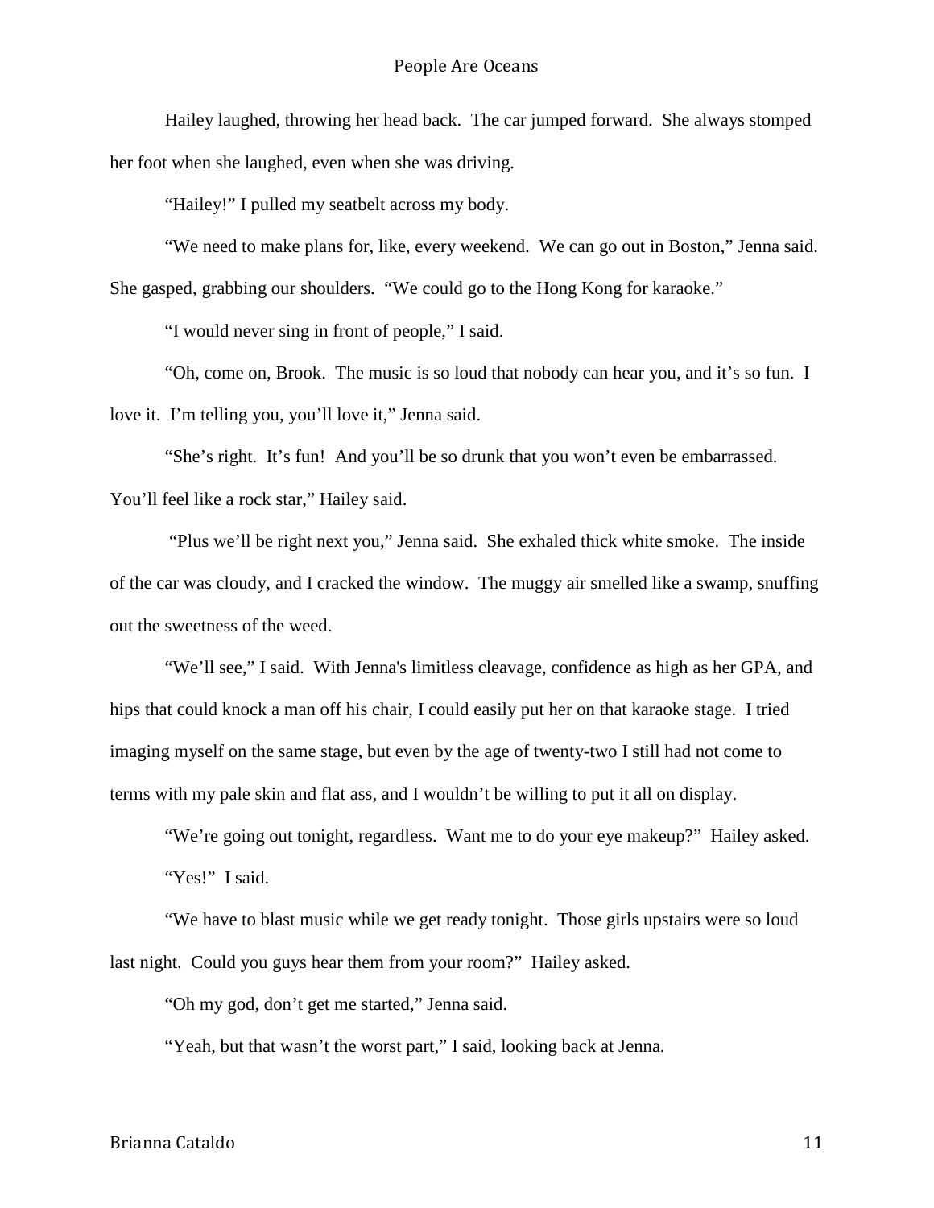Hailey laughed, throwing her head back. The car jumped forward. She always stomped her foot when she laughed, even when she was driving.

"Hailey!" I pulled my seatbelt across my body.

"We need to make plans for, like, every weekend. We can go out in Boston," Jenna said. She gasped, grabbing our shoulders. "We could go to the Hong Kong for karaoke."

"I would never sing in front of people," I said.

"Oh, come on, Brook. The music is so loud that nobody can hear you, and it's so fun. I love it. I'm telling you, you'll love it," Jenna said.

"She's right. It's fun! And you'll be so drunk that you won't even be embarrassed. You'll feel like a rock star," Hailey said.

"Plus we'll be right next you," Jenna said. She exhaled thick white smoke. The inside of the car was cloudy, and I cracked the window. The muggy air smelled like a swamp, snuffing out the sweetness of the weed.

"We'll see," I said. With Jenna's limitless cleavage, confidence as high as her GPA, and hips that could knock a man off his chair, I could easily put her on that karaoke stage. I tried imaging myself on the same stage, but even by the age of twenty-two I still had not come to terms with my pale skin and flat ass, and I wouldn't be willing to put it all on display.

"We're going out tonight, regardless. Want me to do your eye makeup?" Hailey asked.

"Yes!" I said.

"We have to blast music while we get ready tonight. Those girls upstairs were so loud last night. Could you guys hear them from your room?" Hailey asked.

"Oh my god, don't get me started," Jenna said.

"Yeah, but that wasn't the worst part," I said, looking back at Jenna.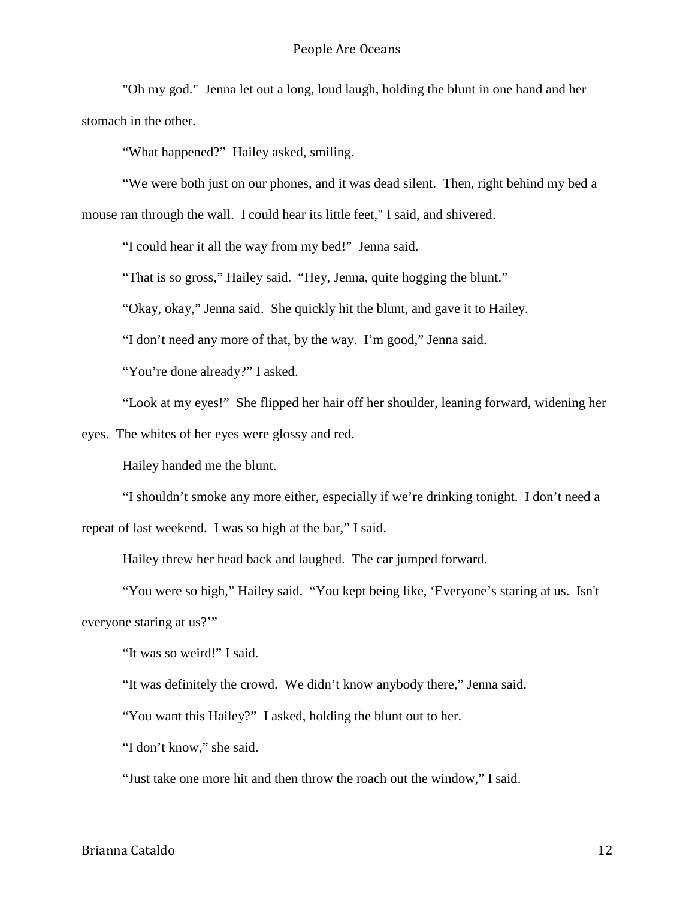"Oh my god." Jenna let out a long, loud laugh, holding the blunt in one hand and her stomach in the other.

"What happened?" Hailey asked, smiling.

"We were both just on our phones, and it was dead silent. Then, right behind my bed a mouse ran through the wall. I could hear its little feet," I said, and shivered.

"I could hear it all the way from my bed!" Jenna said.

"That is so gross," Hailey said. "Hey, Jenna, quite hogging the blunt."

"Okay, okay," Jenna said. She quickly hit the blunt, and gave it to Hailey.

"I don't need any more of that, by the way. I'm good," Jenna said.

"You're done already?" I asked.

"Look at my eyes!" She flipped her hair off her shoulder, leaning forward, widening her eyes. The whites of her eyes were glossy and red.

Hailey handed me the blunt.

"I shouldn't smoke any more either, especially if we're drinking tonight. I don't need a repeat of last weekend. I was so high at the bar," I said.

Hailey threw her head back and laughed. The car jumped forward.

"You were so high," Hailey said. "You kept being like, 'Everyone's staring at us. Isn't everyone staring at us?'"

"It was so weird!" I said.

"It was definitely the crowd. We didn't know anybody there," Jenna said.

"You want this Hailey?" I asked, holding the blunt out to her.

"I don't know," she said.

"Just take one more hit and then throw the roach out the window," I said.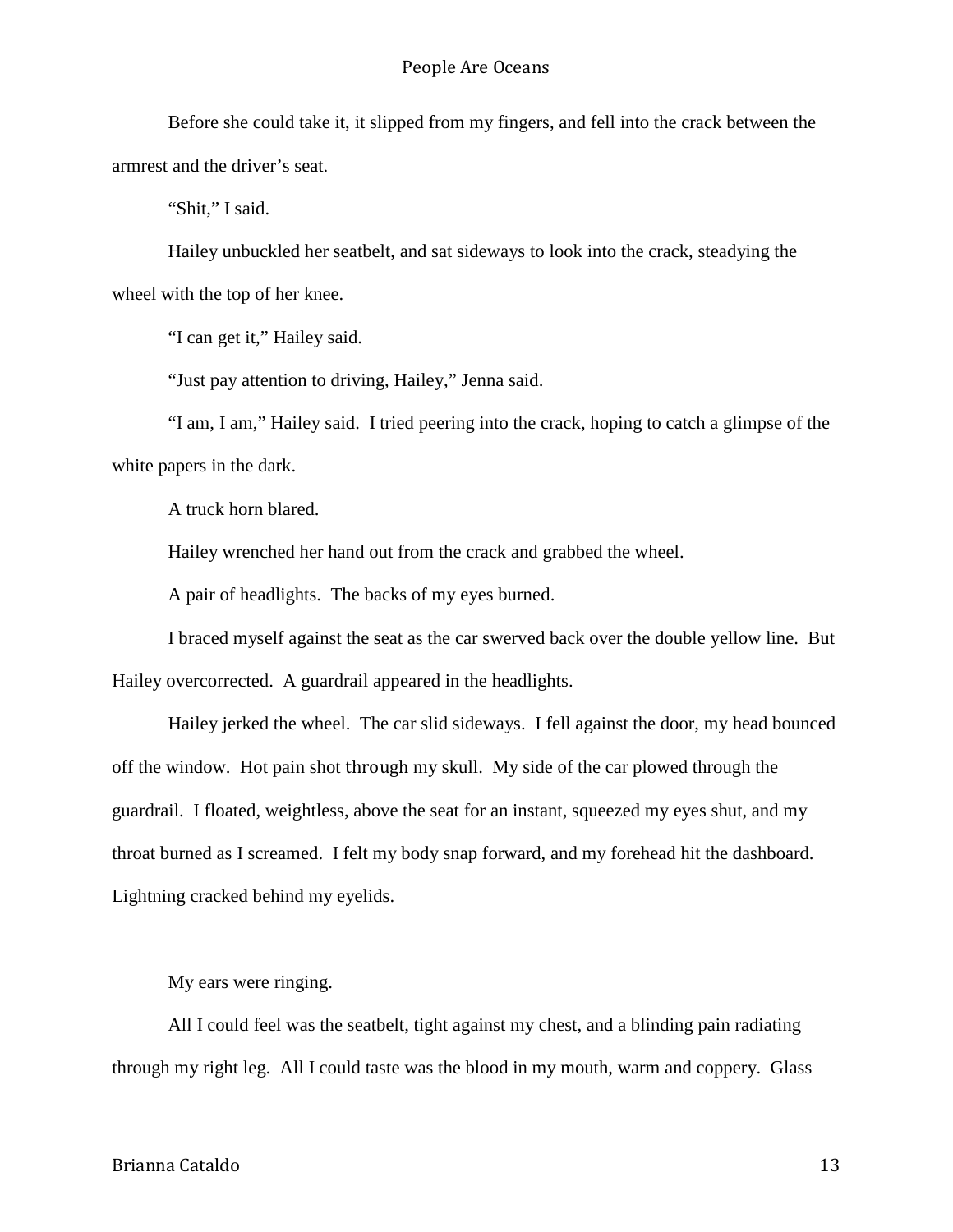Before she could take it, it slipped from my fingers, and fell into the crack between the armrest and the driver's seat.

"Shit," I said.

Hailey unbuckled her seatbelt, and sat sideways to look into the crack, steadying the wheel with the top of her knee.

"I can get it," Hailey said.

"Just pay attention to driving, Hailey," Jenna said.

"I am, I am," Hailey said. I tried peering into the crack, hoping to catch a glimpse of the white papers in the dark.

A truck horn blared.

Hailey wrenched her hand out from the crack and grabbed the wheel.

A pair of headlights. The backs of my eyes burned.

I braced myself against the seat as the car swerved back over the double yellow line. But Hailey overcorrected. A guardrail appeared in the headlights.

Hailey jerked the wheel. The car slid sideways. I fell against the door, my head bounced off the window. Hot pain shot through my skull. My side of the car plowed through the guardrail. I floated, weightless, above the seat for an instant, squeezed my eyes shut, and my throat burned as I screamed. I felt my body snap forward, and my forehead hit the dashboard. Lightning cracked behind my eyelids.

My ears were ringing.

All I could feel was the seatbelt, tight against my chest, and a blinding pain radiating through my right leg. All I could taste was the blood in my mouth, warm and coppery. Glass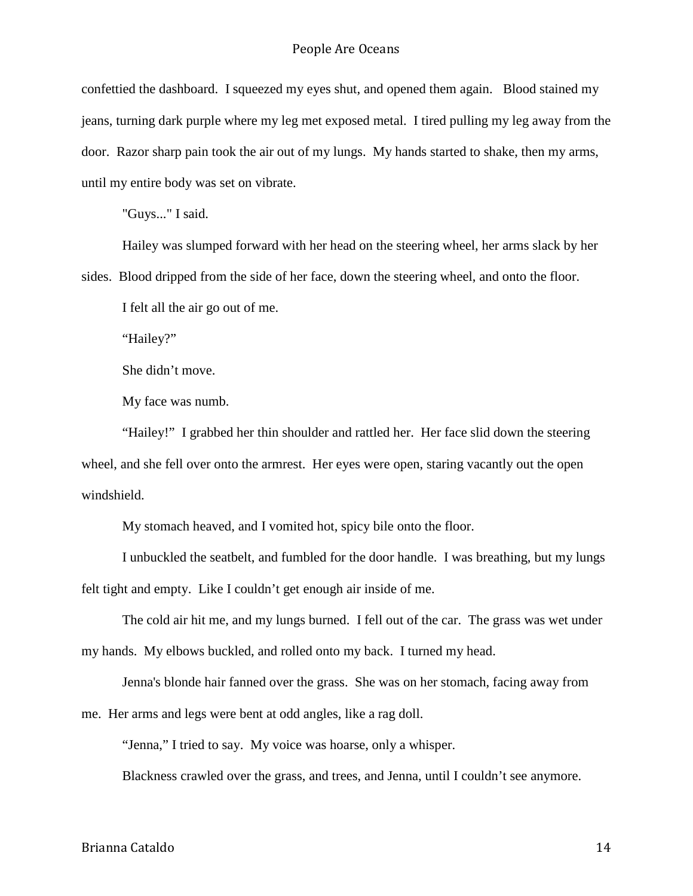confettied the dashboard. I squeezed my eyes shut, and opened them again. Blood stained my jeans, turning dark purple where my leg met exposed metal. I tired pulling my leg away from the door. Razor sharp pain took the air out of my lungs. My hands started to shake, then my arms, until my entire body was set on vibrate.

"Guys..." I said.

Hailey was slumped forward with her head on the steering wheel, her arms slack by her sides. Blood dripped from the side of her face, down the steering wheel, and onto the floor.

I felt all the air go out of me.

"Hailey?"

She didn't move.

My face was numb.

"Hailey!" I grabbed her thin shoulder and rattled her. Her face slid down the steering wheel, and she fell over onto the armrest. Her eyes were open, staring vacantly out the open windshield.

My stomach heaved, and I vomited hot, spicy bile onto the floor.

I unbuckled the seatbelt, and fumbled for the door handle. I was breathing, but my lungs felt tight and empty. Like I couldn't get enough air inside of me.

The cold air hit me, and my lungs burned. I fell out of the car. The grass was wet under my hands. My elbows buckled, and rolled onto my back. I turned my head.

Jenna's blonde hair fanned over the grass. She was on her stomach, facing away from me. Her arms and legs were bent at odd angles, like a rag doll.

"Jenna," I tried to say. My voice was hoarse, only a whisper.

Blackness crawled over the grass, and trees, and Jenna, until I couldn't see anymore.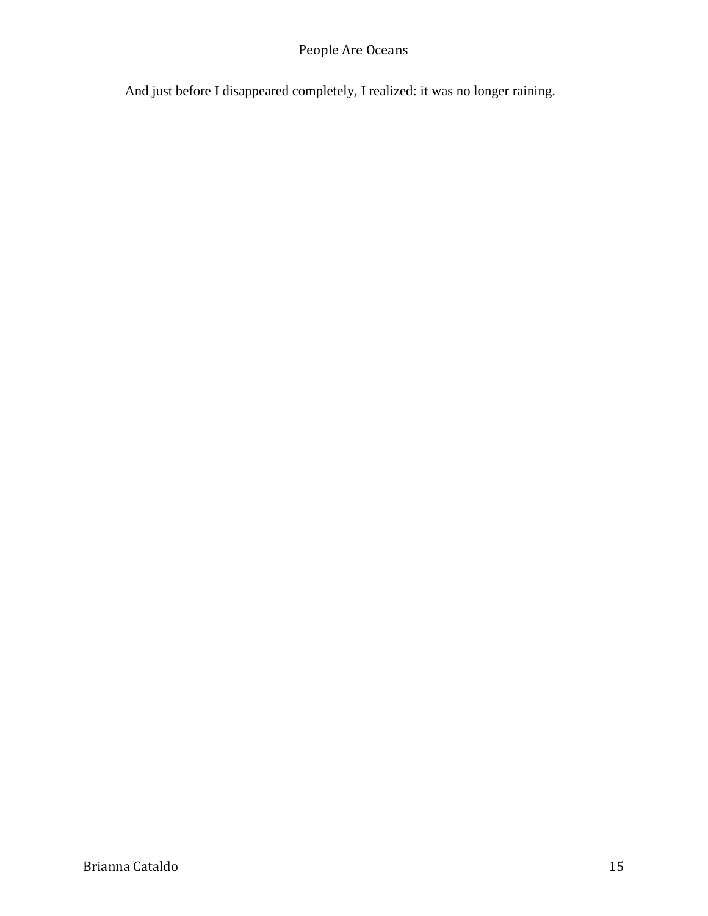And just before I disappeared completely, I realized: it was no longer raining.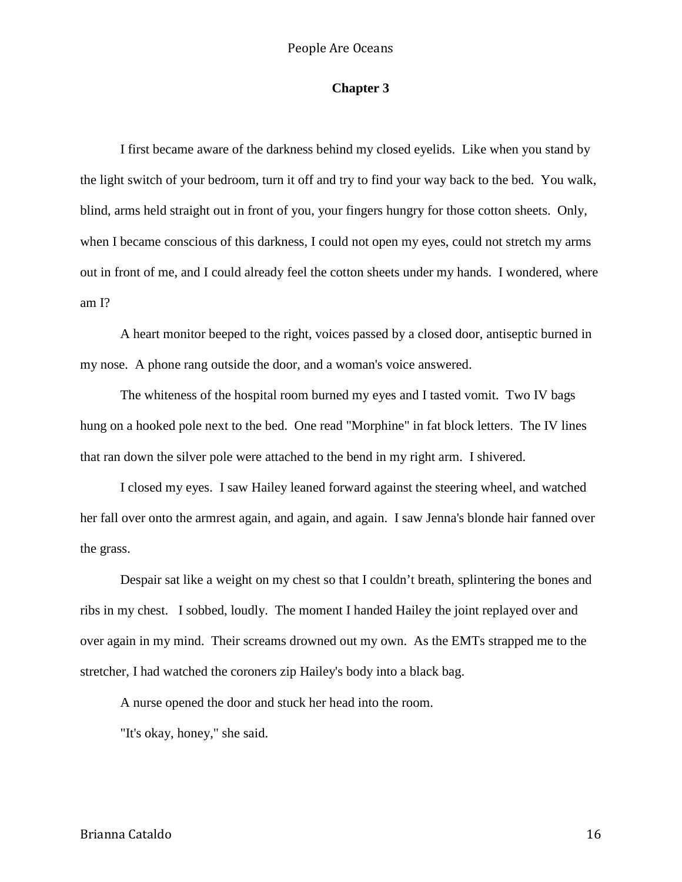## Chapter 3

I first became aware of the darkness behind my closed eyelids. Like when you stand by the light switch of your bedroom, turn it off and try to find your way back to the bed. You walk, blind, arms held straight out in front of you, your fingers hungry for those cotton sheets. Only, when I became conscious of this darkness, I could not open my eyes, could not stretch my arms out in front of me, and I could already feel the cotton sheets under my hands. I wondered, where am I?

A heart monitor beeped to the right, voices passed by a closed door, antiseptic burned in my nose. A phone rang outside the door, and a woman's voice answered.

The whiteness of the hospital room burned my eyes and I tasted vomit. Two IV bags hung on a hooked pole next to the bed. One read "Morphine" in fat block letters. The IV lines that ran down the silver pole were attached to the bend in my right arm. I shivered.

I closed my eyes. I saw Hailey leaned forward against the steering wheel, and watched her fall over onto the armrest again, and again, and again. I saw Jenna's blonde hair fanned over the grass.

Despair sat like a weight on my chest so that I couldn't breath, splintering the bones and ribs in my chest. I sobbed, loudly. The moment I handed Hailey the joint replayed over and over again in my mind. Their screams drowned out my own. As the EMTs strapped me to the stretcher, I had watched the coroners zip Hailey's body into a black bag.

A nurse opened the door and stuck her head into the room.

"It's okay, honey," she said.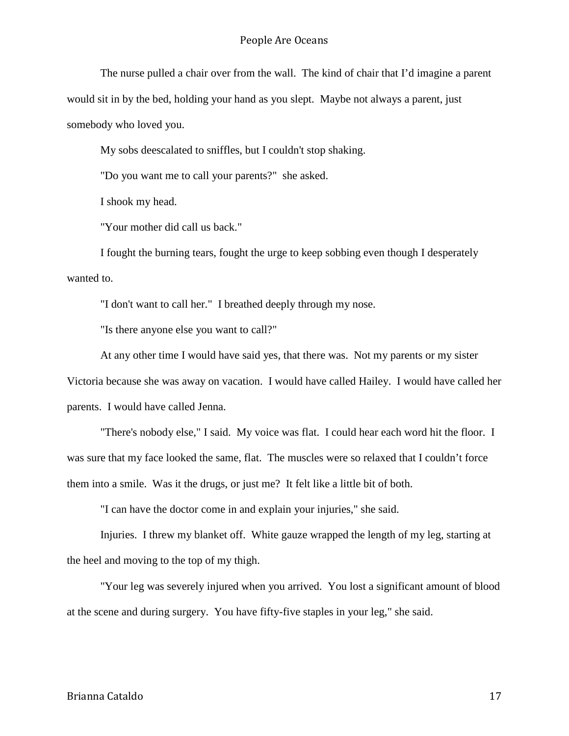The nurse pulled a chair over from the wall. The kind of chair that I'd imagine a parent would sit in by the bed, holding your hand as you slept. Maybe not always a parent, just somebody who loved you.

My sobs deescalated to sniffles, but I couldn't stop shaking.

"Do you want me to call your parents?" she asked.

I shook my head.

"Your mother did call us back."

I fought the burning tears, fought the urge to keep sobbing even though I desperately wanted to.

"I don't want to call her." I breathed deeply through my nose.

"Is there anyone else you want to call?"

At any other time I would have said yes, that there was. Not my parents or my sister Victoria because she was away on vacation. I would have called Hailey. I would have called her parents. I would have called Jenna.

"There's nobody else," I said. My voice was flat. I could hear each word hit the floor. I was sure that my face looked the same, flat. The muscles were so relaxed that I couldn't force them into a smile. Was it the drugs, or just me? It felt like a little bit of both.

"I can have the doctor come in and explain your injuries," she said.

Injuries. I threw my blanket off. White gauze wrapped the length of my leg, starting at the heel and moving to the top of my thigh.

"Your leg was severely injured when you arrived. You lost a significant amount of blood at the scene and during surgery. You have fifty-five staples in your leg," she said.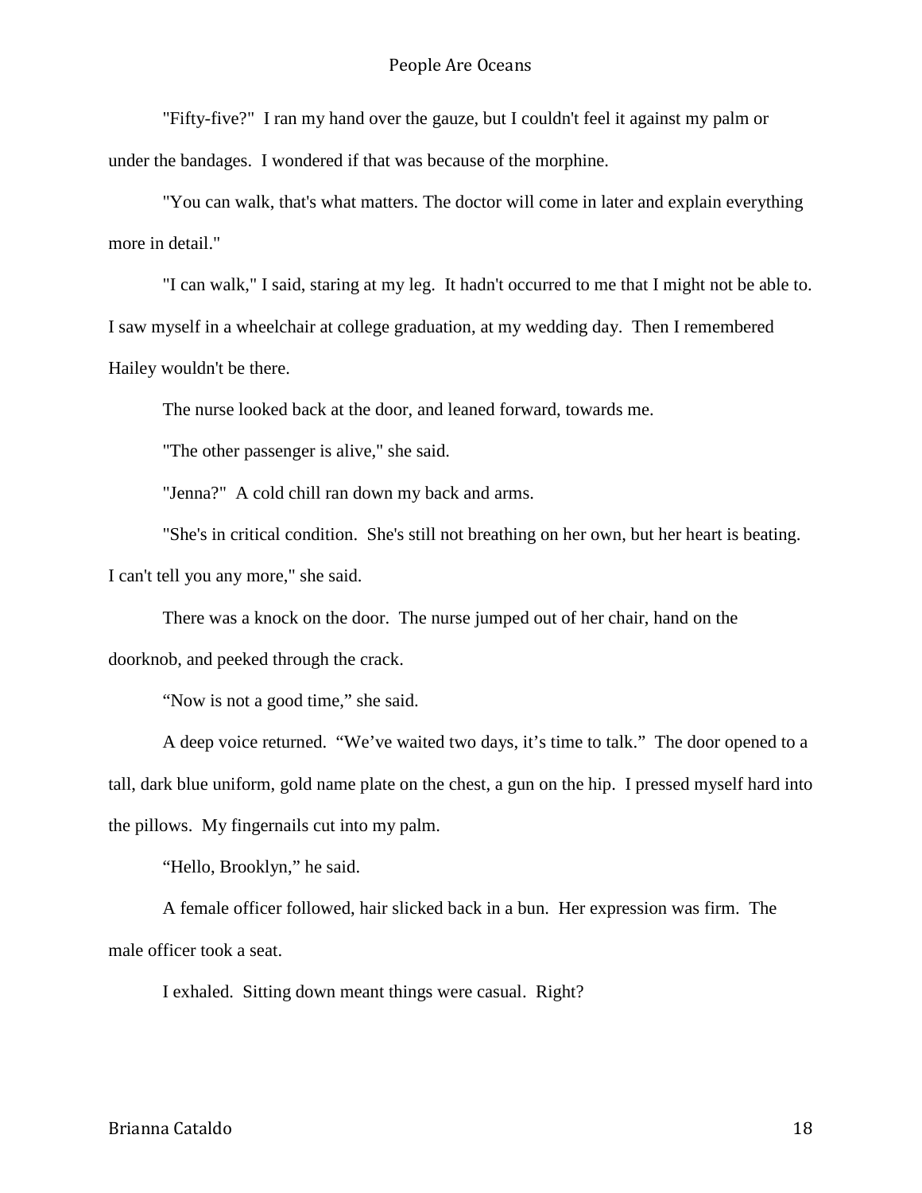"Fifty-five?" I ran my hand over the gauze, but I couldn't feel it against my palm or under the bandages. I wondered if that was because of the morphine.

"You can walk, that's what matters. The doctor will come in later and explain everything more in detail."

"I can walk," I said, staring at my leg. It hadn't occurred to me that I might not be able to. I saw myself in a wheelchair at college graduation, at my wedding day. Then I remembered Hailey wouldn't be there.

The nurse looked back at the door, and leaned forward, towards me.

"The other passenger is alive," she said.

"Jenna?" A cold chill ran down my back and arms.

"She's in critical condition. She's still not breathing on her own, but her heart is beating. I can't tell you any more," she said.

There was a knock on the door. The nurse jumped out of her chair, hand on the doorknob, and peeked through the crack.

"Now is not a good time," she said.

A deep voice returned. "We've waited two days, it's time to talk." The door opened to a tall, dark blue uniform, gold name plate on the chest, a gun on the hip. I pressed myself hard into the pillows. My fingernails cut into my palm.

"Hello, Brooklyn," he said.

A female officer followed, hair slicked back in a bun. Her expression was firm. The male officer took a seat.

I exhaled. Sitting down meant things were casual. Right?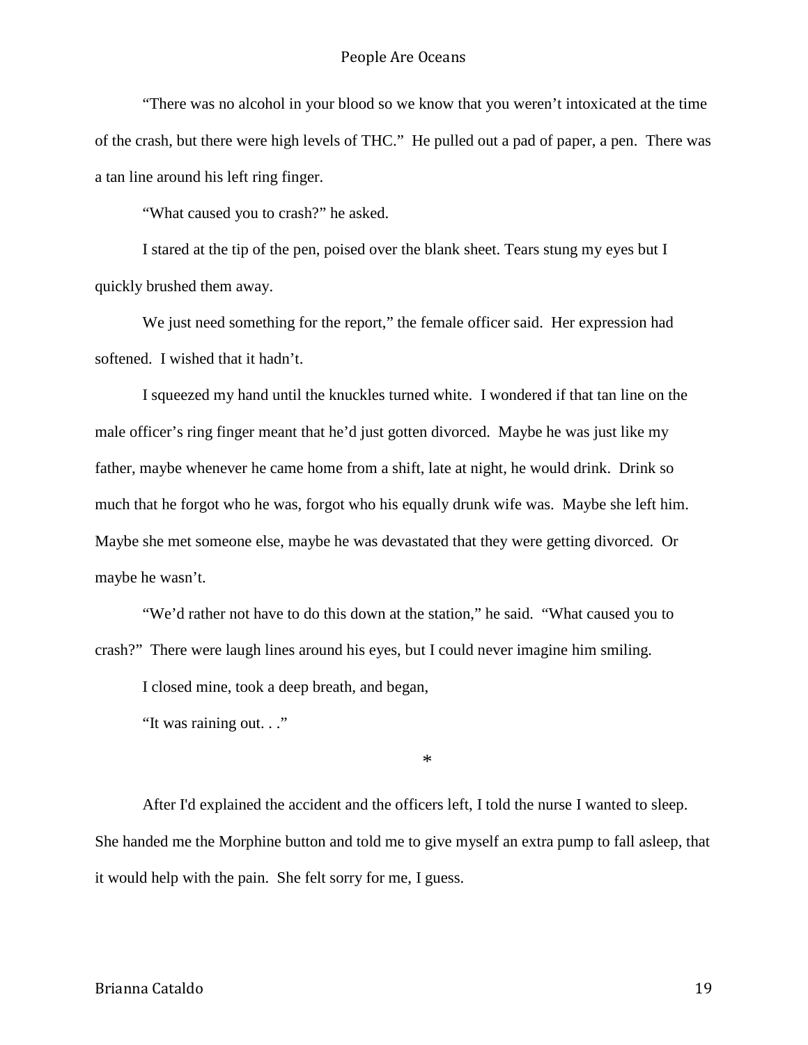"There was no alcohol in your blood so we know that you weren't intoxicated at the time of the crash, but there were high levels of THC." He pulled out a pad of paper, a pen. There was a tan line around his left ring finger.

"What caused you to crash?" he asked.

I stared at the tip of the pen, poised over the blank sheet. Tears stung my eyes but I quickly brushed them away.

We just need something for the report," the female officer said. Her expression had softened. I wished that it hadn't.

I squeezed my hand until the knuckles turned white. I wondered if that tan line on the male officer's ring finger meant that he'd just gotten divorced. Maybe he was just like my father, maybe whenever he came home from a shift, late at night, he would drink. Drink so much that he forgot who he was, forgot who his equally drunk wife was. Maybe she left him. Maybe she met someone else, maybe he was devastated that they were getting divorced. Or maybe he wasn't.

"We'd rather not have to do this down at the station," he said. "What caused you to crash?" There were laugh lines around his eyes, but I could never imagine him smiling.

I closed mine, took a deep breath, and began,

"It was raining out. . ."

*

After I'd explained the accident and the officers left, I told the nurse I wanted to sleep. She handed me the Morphine button and told me to give myself an extra pump to fall asleep, that it would help with the pain. She felt sorry for me, I guess.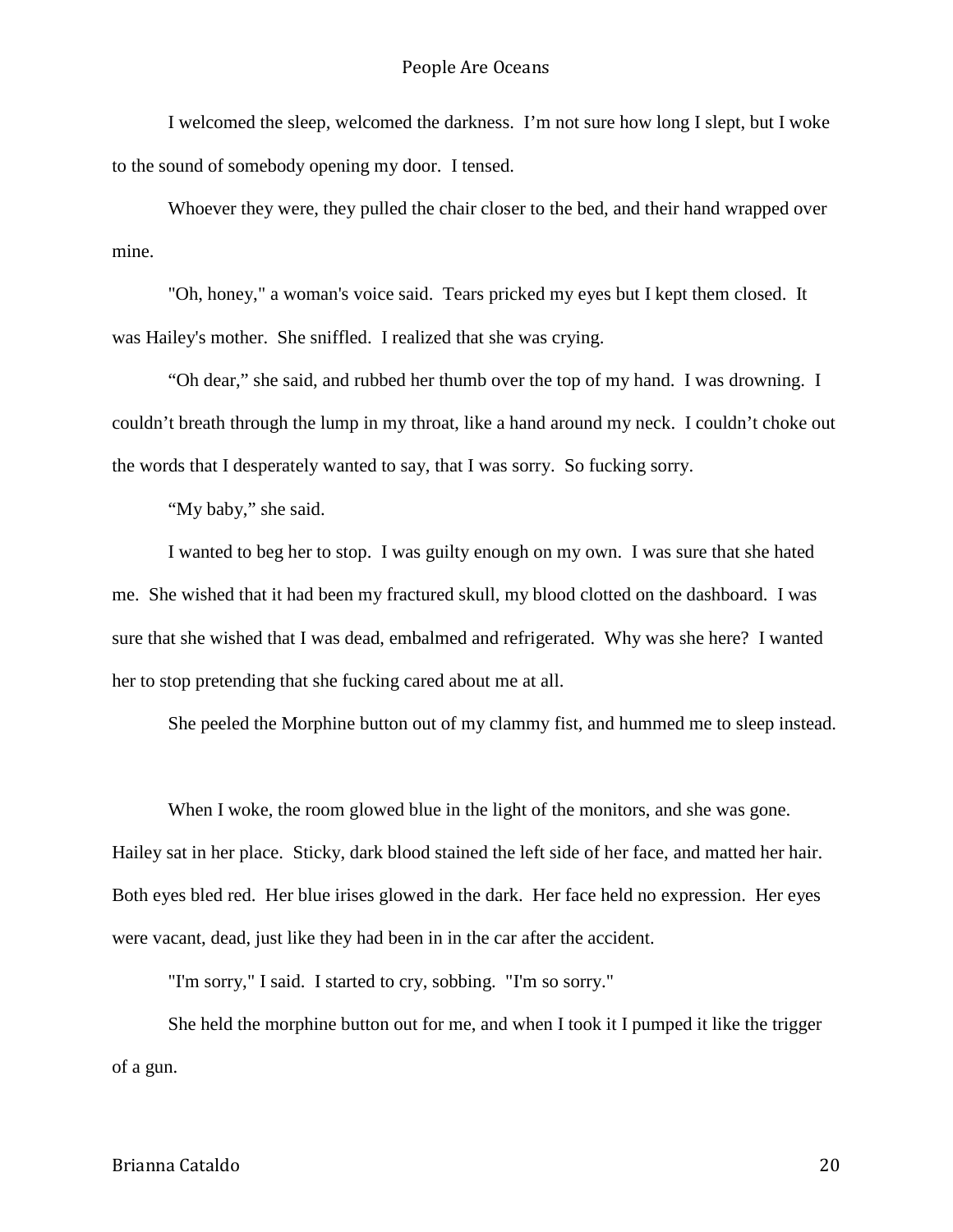I welcomed the sleep, welcomed the darkness. I'm not sure how long I slept, but I woke to the sound of somebody opening my door. I tensed.

Whoever they were, they pulled the chair closer to the bed, and their hand wrapped over mine.

"Oh, honey," a woman's voice said. Tears pricked my eyes but I kept them closed. It was Hailey's mother. She sniffled. I realized that she was crying.

"Oh dear," she said, and rubbed her thumb over the top of my hand. I was drowning. I couldn't breath through the lump in my throat, like a hand around my neck. I couldn't choke out the words that I desperately wanted to say, that I was sorry. So fucking sorry.

"My baby," she said.

I wanted to beg her to stop. I was guilty enough on my own. I was sure that she hated me. She wished that it had been my fractured skull, my blood clotted on the dashboard. I was sure that she wished that I was dead, embalmed and refrigerated. Why was she here? I wanted her to stop pretending that she fucking cared about me at all.

She peeled the Morphine button out of my clammy fist, and hummed me to sleep instead.

When I woke, the room glowed blue in the light of the monitors, and she was gone. Hailey sat in her place. Sticky, dark blood stained the left side of her face, and matted her hair. Both eyes bled red. Her blue irises glowed in the dark. Her face held no expression. Her eyes were vacant, dead, just like they had been in in the car after the accident.

"I'm sorry," I said. I started to cry, sobbing. "I'm so sorry."

She held the morphine button out for me, and when I took it I pumped it like the trigger of a gun.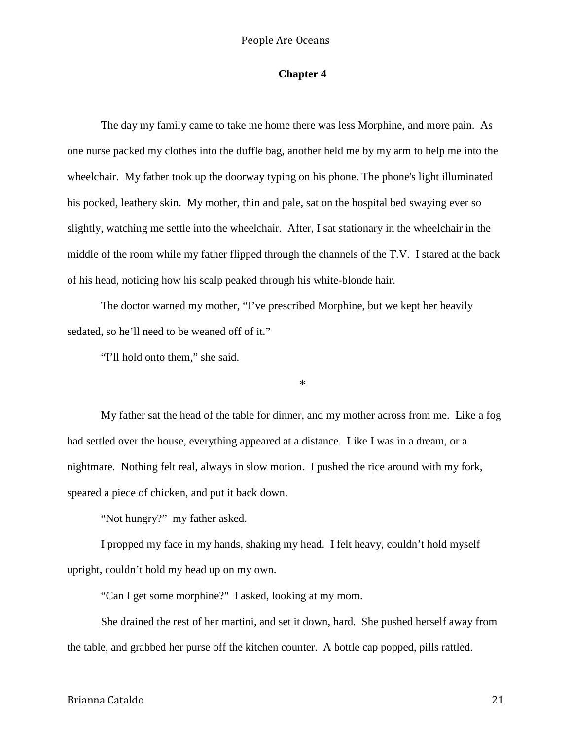## Chapter 4

The day my family came to take me home there was less Morphine, and more pain. As one nurse packed my clothes into the duffle bag, another held me by my arm to help me into the wheelchair. My father took up the doorway typing on his phone. The phone's light illuminated his pocked, leathery skin. My mother, thin and pale, sat on the hospital bed swaying ever so slightly, watching me settle into the wheelchair. After, I sat stationary in the wheelchair in the middle of the room while my father flipped through the channels of the T.V. I stared at the back of his head, noticing how his scalp peaked through his white-blonde hair.

The doctor warned my mother, “I’ve prescribed Morphine, but we kept her heavily sedated, so he’ll need to be weaned off of it.”

“I’ll hold onto them,” she said.

*

My father sat the head of the table for dinner, and my mother across from me. Like a fog had settled over the house, everything appeared at a distance. Like I was in a dream, or a nightmare. Nothing felt real, always in slow motion. I pushed the rice around with my fork, speared a piece of chicken, and put it back down.

“Not hungry?” my father asked.

I propped my face in my hands, shaking my head. I felt heavy, couldn’t hold myself upright, couldn’t hold my head up on my own.

“Can I get some morphine?" I asked, looking at my mom.

She drained the rest of her martini, and set it down, hard. She pushed herself away from the table, and grabbed her purse off the kitchen counter. A bottle cap popped, pills rattled.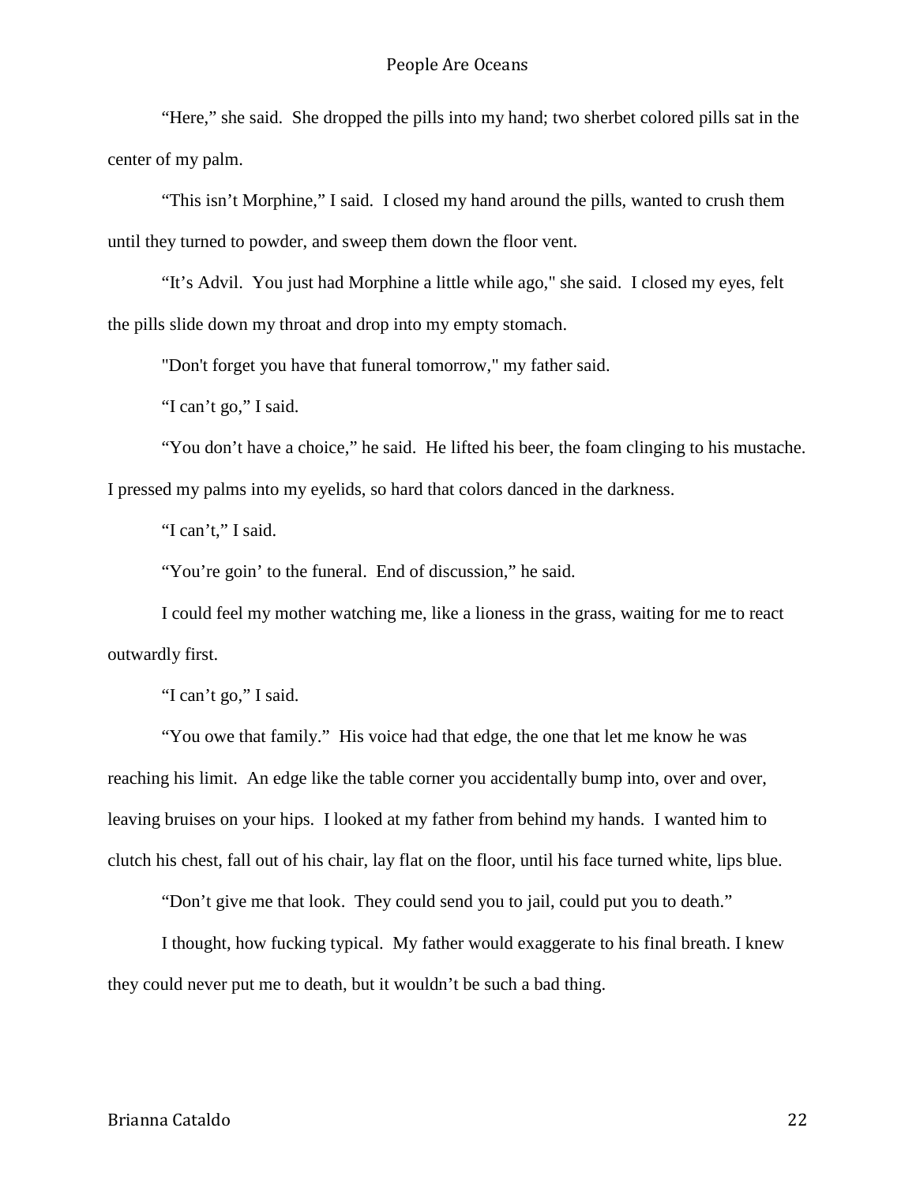"Here," she said. She dropped the pills into my hand; two sherbet colored pills sat in the center of my palm.

"This isn't Morphine," I said. I closed my hand around the pills, wanted to crush them until they turned to powder, and sweep them down the floor vent.

"It's Advil. You just had Morphine a little while ago," she said. I closed my eyes, felt the pills slide down my throat and drop into my empty stomach.

"Don't forget you have that funeral tomorrow," my father said.

"I can't go," I said.

"You don't have a choice," he said. He lifted his beer, the foam clinging to his mustache. I pressed my palms into my eyelids, so hard that colors danced in the darkness.

"I can't," I said.

"You're goin' to the funeral. End of discussion," he said.

I could feel my mother watching me, like a lioness in the grass, waiting for me to react outwardly first.

"I can't go," I said.

"You owe that family." His voice had that edge, the one that let me know he was reaching his limit. An edge like the table corner you accidentally bump into, over and over, leaving bruises on your hips. I looked at my father from behind my hands. I wanted him to clutch his chest, fall out of his chair, lay flat on the floor, until his face turned white, lips blue.

"Don't give me that look. They could send you to jail, could put you to death."

I thought, how fucking typical. My father would exaggerate to his final breath. I knew they could never put me to death, but it wouldn't be such a bad thing.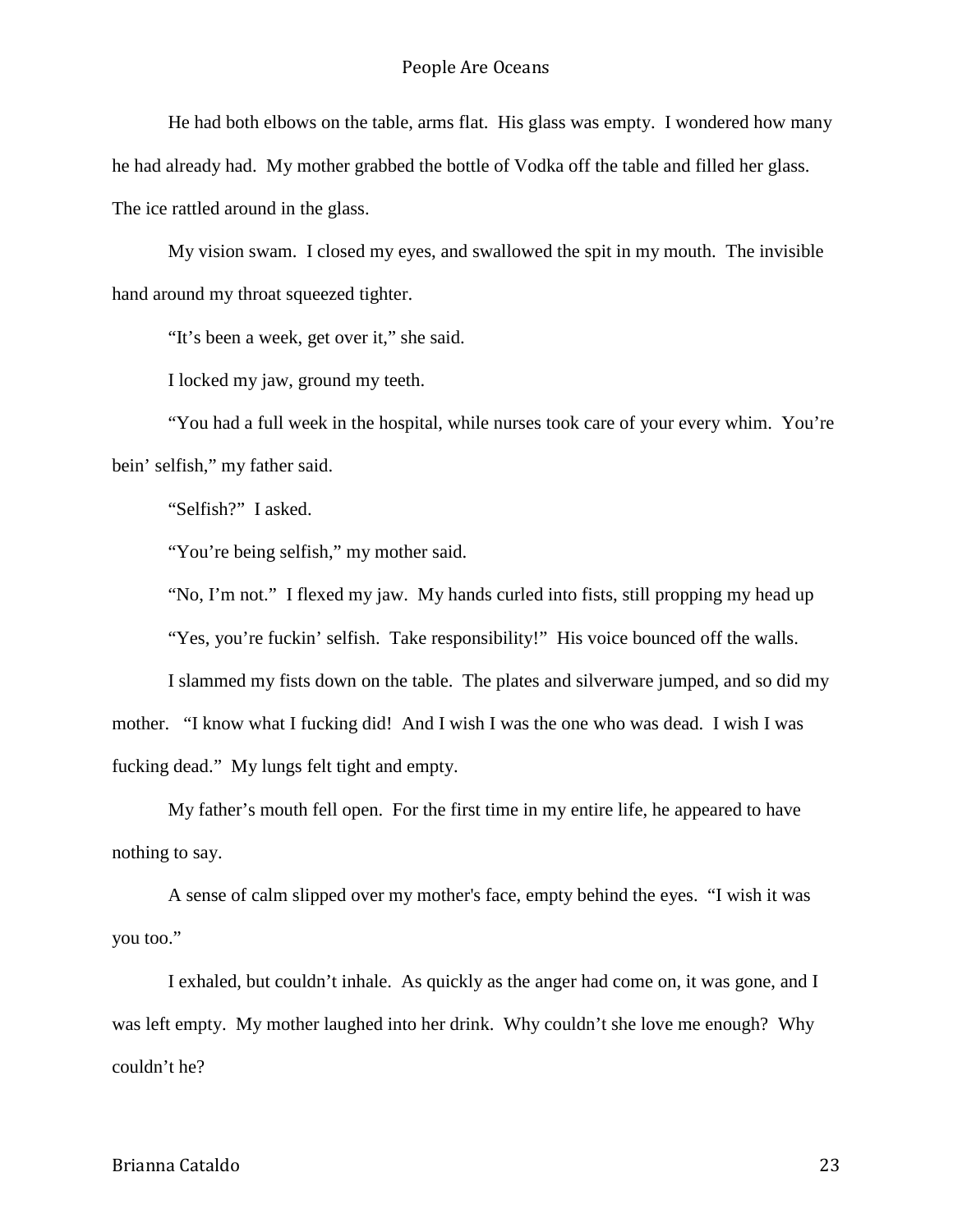He had both elbows on the table, arms flat. His glass was empty. I wondered how many he had already had. My mother grabbed the bottle of Vodka off the table and filled her glass. The ice rattled around in the glass.

My vision swam. I closed my eyes, and swallowed the spit in my mouth. The invisible hand around my throat squeezed tighter.

"It's been a week, get over it," she said.

I locked my jaw, ground my teeth.

"You had a full week in the hospital, while nurses took care of your every whim. You're bein' selfish," my father said.

"Selfish?" I asked.

"You're being selfish," my mother said.

"No, I'm not." I flexed my jaw. My hands curled into fists, still propping my head up

"Yes, you're fuckin' selfish. Take responsibility!" His voice bounced off the walls.

I slammed my fists down on the table. The plates and silverware jumped, and so did my mother. "I know what I fucking did! And I wish I was the one who was dead. I wish I was fucking dead." My lungs felt tight and empty.

My father's mouth fell open. For the first time in my entire life, he appeared to have nothing to say.

A sense of calm slipped over my mother's face, empty behind the eyes. "I wish it was you too."

I exhaled, but couldn't inhale. As quickly as the anger had come on, it was gone, and I was left empty. My mother laughed into her drink. Why couldn't she love me enough? Why couldn't he?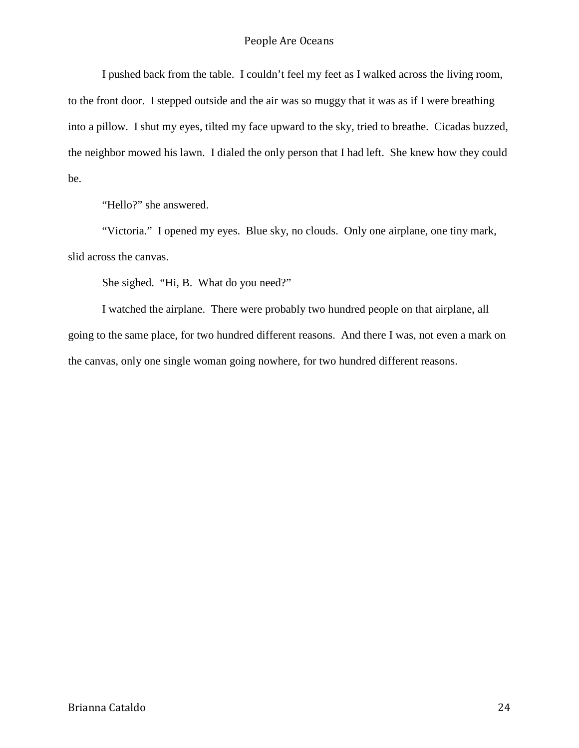I pushed back from the table. I couldn't feel my feet as I walked across the living room, to the front door. I stepped outside and the air was so muggy that it was as if I were breathing into a pillow. I shut my eyes, tilted my face upward to the sky, tried to breathe. Cicadas buzzed, the neighbor mowed his lawn. I dialed the only person that I had left. She knew how they could be.

"Hello?" she answered.

"Victoria." I opened my eyes. Blue sky, no clouds. Only one airplane, one tiny mark, slid across the canvas.

She sighed. "Hi, B. What do you need?"

I watched the airplane. There were probably two hundred people on that airplane, all going to the same place, for two hundred different reasons. And there I was, not even a mark on the canvas, only one single woman going nowhere, for two hundred different reasons.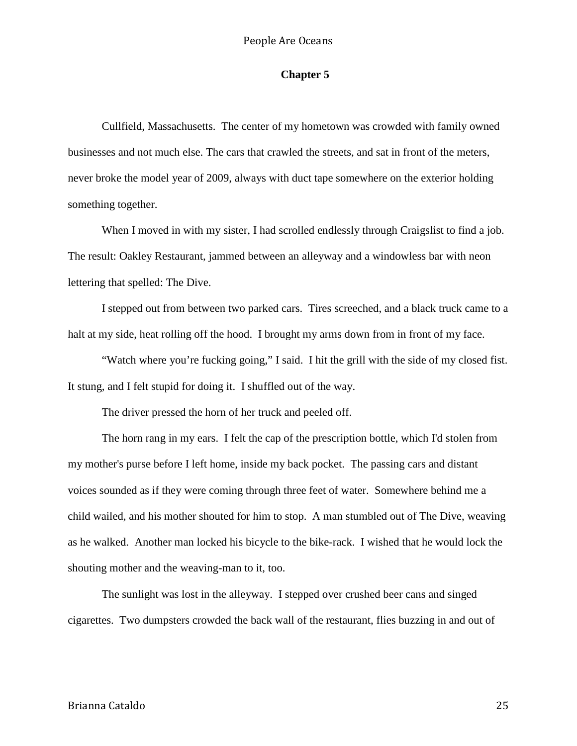## Chapter 5

Cullfield, Massachusetts. The center of my hometown was crowded with family owned businesses and not much else. The cars that crawled the streets, and sat in front of the meters, never broke the model year of 2009, always with duct tape somewhere on the exterior holding something together.

When I moved in with my sister, I had scrolled endlessly through Craigslist to find a job. The result: Oakley Restaurant, jammed between an alleyway and a windowless bar with neon lettering that spelled: The Dive.

I stepped out from between two parked cars. Tires screeched, and a black truck came to a halt at my side, heat rolling off the hood. I brought my arms down from in front of my face.

"Watch where you're fucking going," I said. I hit the grill with the side of my closed fist. It stung, and I felt stupid for doing it. I shuffled out of the way.

The driver pressed the horn of her truck and peeled off.

The horn rang in my ears. I felt the cap of the prescription bottle, which I'd stolen from my mother's purse before I left home, inside my back pocket. The passing cars and distant voices sounded as if they were coming through three feet of water. Somewhere behind me a child wailed, and his mother shouted for him to stop. A man stumbled out of The Dive, weaving as he walked. Another man locked his bicycle to the bike-rack. I wished that he would lock the shouting mother and the weaving-man to it, too.

The sunlight was lost in the alleyway. I stepped over crushed beer cans and singed cigarettes. Two dumpsters crowded the back wall of the restaurant, flies buzzing in and out of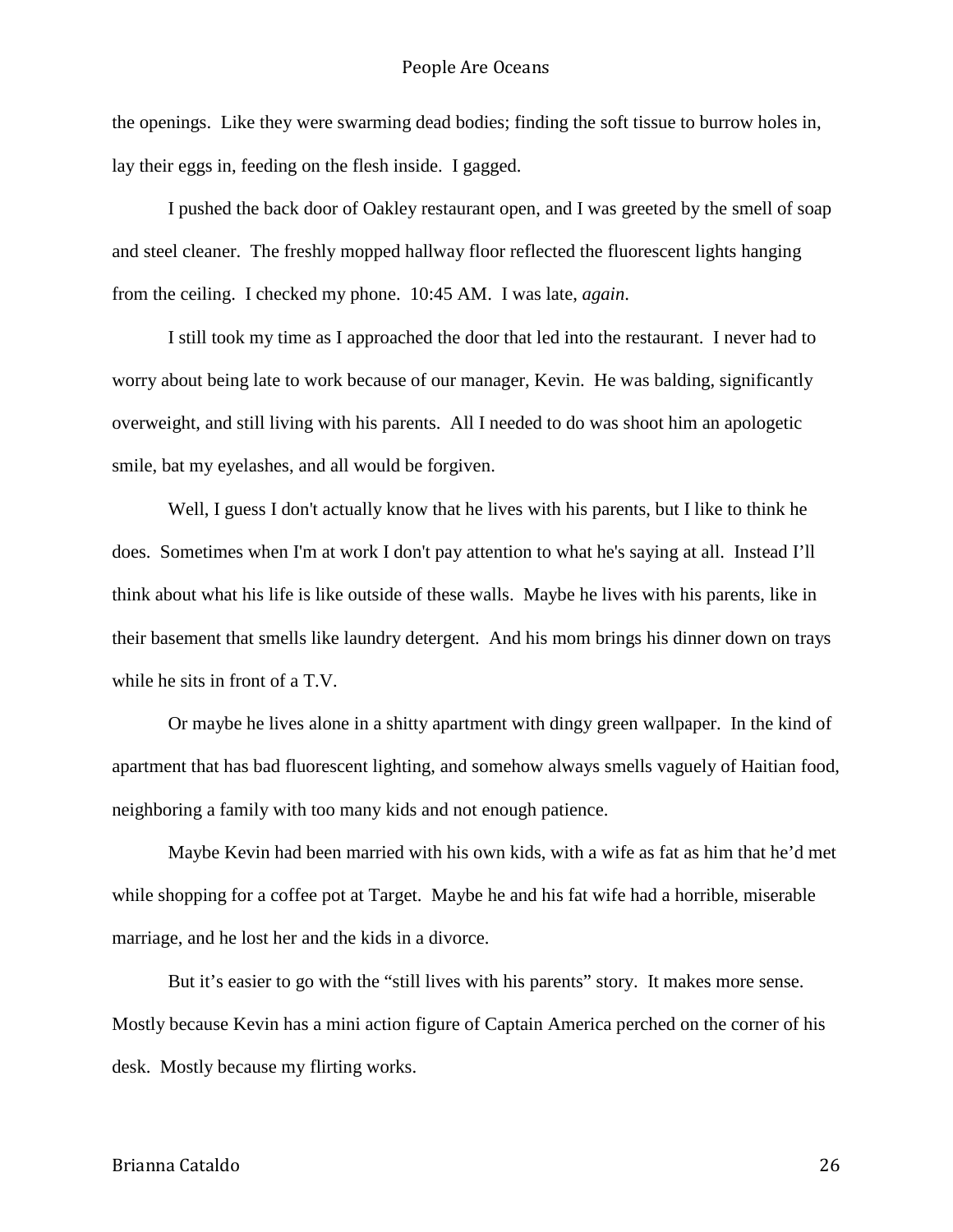the openings. Like they were swarming dead bodies; finding the soft tissue to burrow holes in, lay their eggs in, feeding on the flesh inside. I gagged.

I pushed the back door of Oakley restaurant open, and I was greeted by the smell of soap and steel cleaner. The freshly mopped hallway floor reflected the fluorescent lights hanging from the ceiling. I checked my phone. 10:45 AM. I was late, *again*.

I still took my time as I approached the door that led into the restaurant. I never had to worry about being late to work because of our manager, Kevin. He was balding, significantly overweight, and still living with his parents. All I needed to do was shoot him an apologetic smile, bat my eyelashes, and all would be forgiven.

Well, I guess I don't actually know that he lives with his parents, but I like to think he does. Sometimes when I'm at work I don't pay attention to what he's saying at all. Instead I'll think about what his life is like outside of these walls. Maybe he lives with his parents, like in their basement that smells like laundry detergent. And his mom brings his dinner down on trays while he sits in front of a T.V.

Or maybe he lives alone in a shitty apartment with dingy green wallpaper. In the kind of apartment that has bad fluorescent lighting, and somehow always smells vaguely of Haitian food, neighboring a family with too many kids and not enough patience.

Maybe Kevin had been married with his own kids, with a wife as fat as him that he'd met while shopping for a coffee pot at Target. Maybe he and his fat wife had a horrible, miserable marriage, and he lost her and the kids in a divorce.

But it's easier to go with the "still lives with his parents" story. It makes more sense. Mostly because Kevin has a mini action figure of Captain America perched on the corner of his desk. Mostly because my flirting works.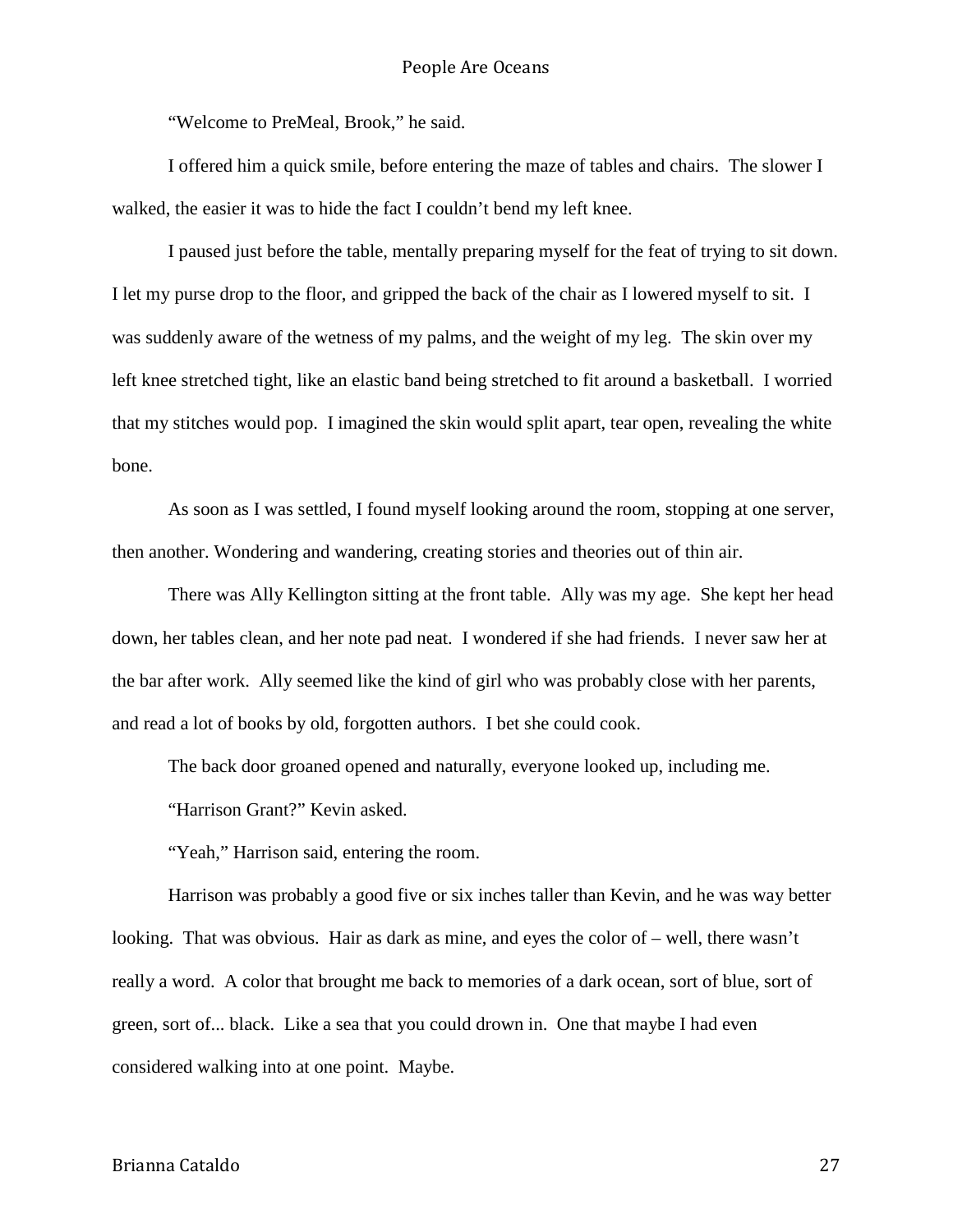"Welcome to PreMeal, Brook," he said.

I offered him a quick smile, before entering the maze of tables and chairs. The slower I walked, the easier it was to hide the fact I couldn't bend my left knee.

I paused just before the table, mentally preparing myself for the feat of trying to sit down. I let my purse drop to the floor, and gripped the back of the chair as I lowered myself to sit. I was suddenly aware of the wetness of my palms, and the weight of my leg. The skin over my left knee stretched tight, like an elastic band being stretched to fit around a basketball. I worried that my stitches would pop. I imagined the skin would split apart, tear open, revealing the white bone.

As soon as I was settled, I found myself looking around the room, stopping at one server, then another. Wondering and wandering, creating stories and theories out of thin air.

There was Ally Kellington sitting at the front table. Ally was my age. She kept her head down, her tables clean, and her note pad neat. I wondered if she had friends. I never saw her at the bar after work. Ally seemed like the kind of girl who was probably close with her parents, and read a lot of books by old, forgotten authors. I bet she could cook.

The back door groaned opened and naturally, everyone looked up, including me.

"Harrison Grant?" Kevin asked.

"Yeah," Harrison said, entering the room.

Harrison was probably a good five or six inches taller than Kevin, and he was way better looking. That was obvious. Hair as dark as mine, and eyes the color of – well, there wasn't really a word. A color that brought me back to memories of a dark ocean, sort of blue, sort of green, sort of... black. Like a sea that you could drown in. One that maybe I had even considered walking into at one point. Maybe.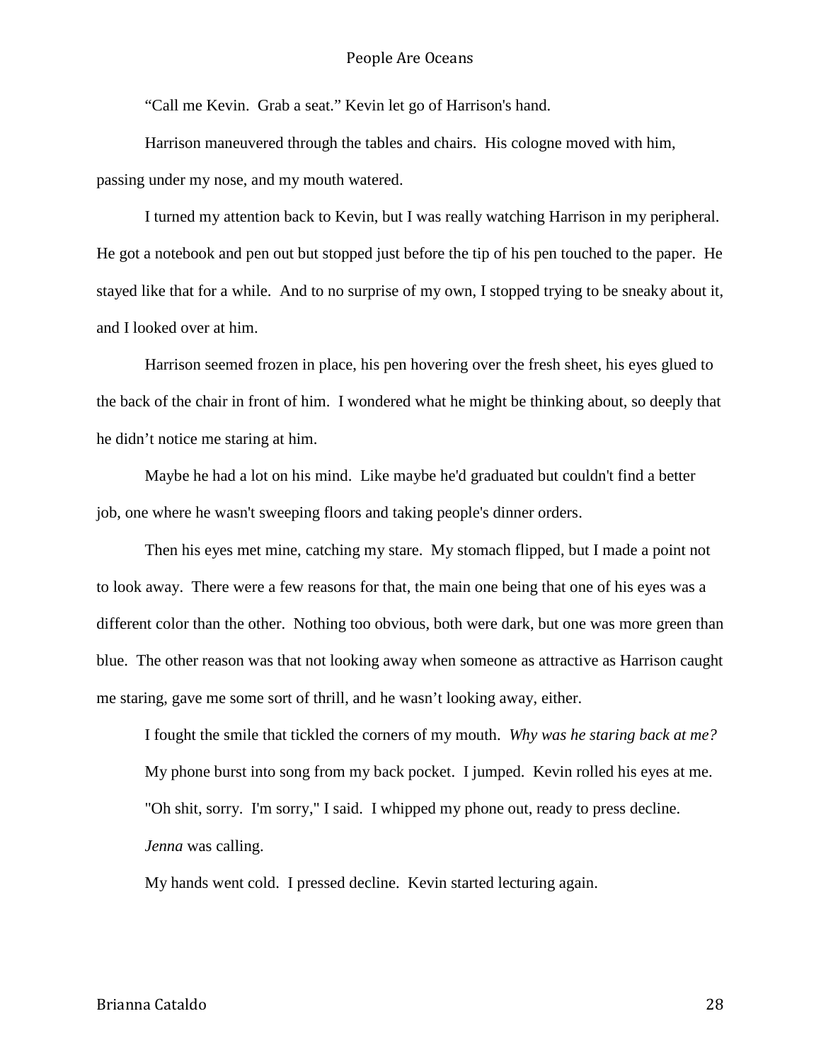"Call me Kevin. Grab a seat." Kevin let go of Harrison's hand.

Harrison maneuvered through the tables and chairs. His cologne moved with him, passing under my nose, and my mouth watered.

I turned my attention back to Kevin, but I was really watching Harrison in my peripheral. He got a notebook and pen out but stopped just before the tip of his pen touched to the paper. He stayed like that for a while. And to no surprise of my own, I stopped trying to be sneaky about it, and I looked over at him.

Harrison seemed frozen in place, his pen hovering over the fresh sheet, his eyes glued to the back of the chair in front of him. I wondered what he might be thinking about, so deeply that he didn't notice me staring at him.

Maybe he had a lot on his mind. Like maybe he'd graduated but couldn't find a better job, one where he wasn't sweeping floors and taking people's dinner orders.

Then his eyes met mine, catching my stare. My stomach flipped, but I made a point not to look away. There were a few reasons for that, the main one being that one of his eyes was a different color than the other. Nothing too obvious, both were dark, but one was more green than blue. The other reason was that not looking away when someone as attractive as Harrison caught me staring, gave me some sort of thrill, and he wasn't looking away, either.

I fought the smile that tickled the corners of my mouth. *Why was he staring back at me?*

My phone burst into song from my back pocket. I jumped. Kevin rolled his eyes at me.

"Oh shit, sorry. I'm sorry," I said. I whipped my phone out, ready to press decline.

*Jenna* was calling.

My hands went cold. I pressed decline. Kevin started lecturing again.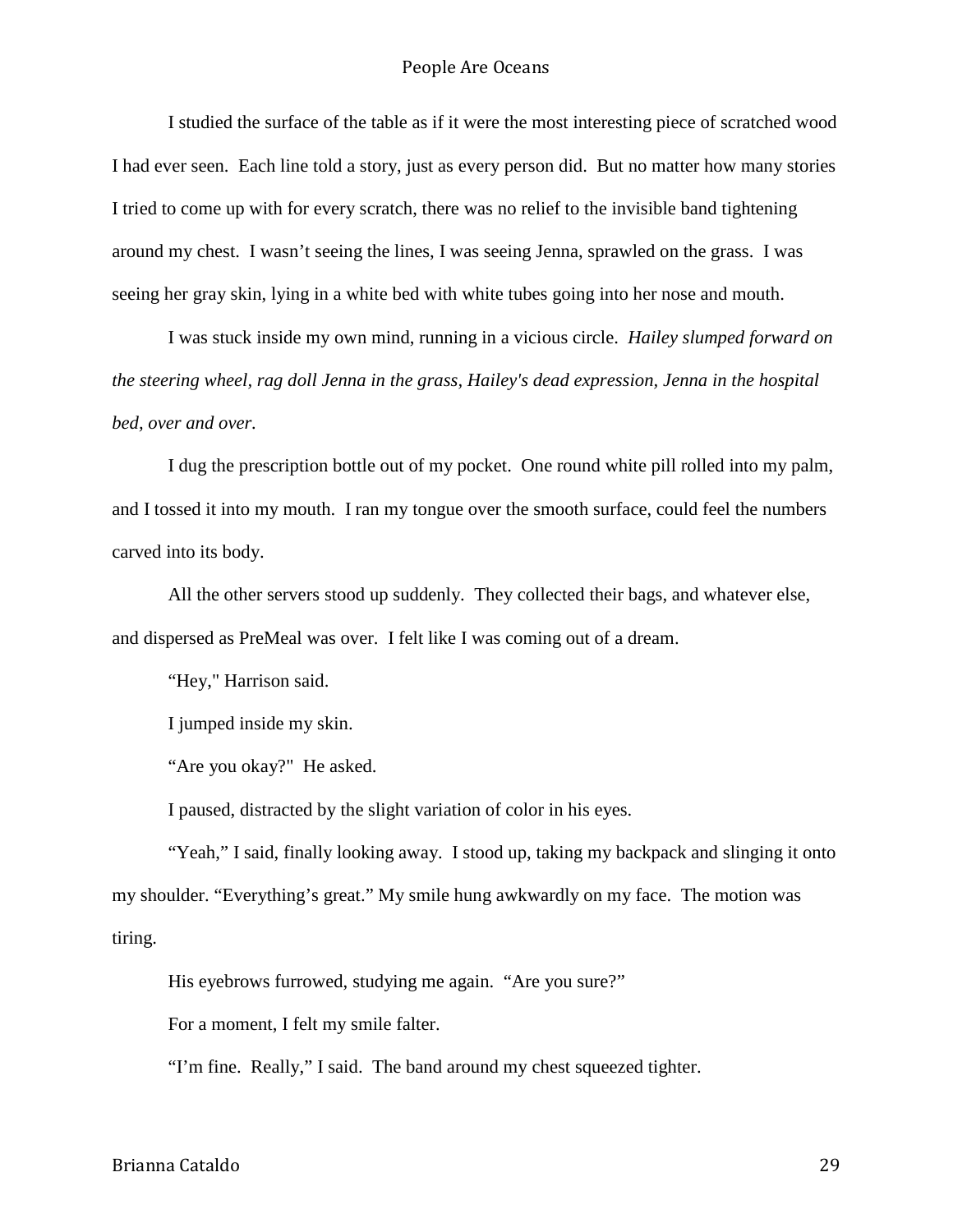I studied the surface of the table as if it were the most interesting piece of scratched wood I had ever seen. Each line told a story, just as every person did. But no matter how many stories I tried to come up with for every scratch, there was no relief to the invisible band tightening around my chest. I wasn't seeing the lines, I was seeing Jenna, sprawled on the grass. I was seeing her gray skin, lying in a white bed with white tubes going into her nose and mouth.

I was stuck inside my own mind, running in a vicious circle. *Hailey slumped forward on the steering wheel, rag doll Jenna in the grass, Hailey's dead expression, Jenna in the hospital bed, over and over.*

I dug the prescription bottle out of my pocket. One round white pill rolled into my palm, and I tossed it into my mouth. I ran my tongue over the smooth surface, could feel the numbers carved into its body.

All the other servers stood up suddenly. They collected their bags, and whatever else, and dispersed as PreMeal was over. I felt like I was coming out of a dream.

"Hey," Harrison said.

I jumped inside my skin.

"Are you okay?" He asked.

I paused, distracted by the slight variation of color in his eyes.

"Yeah," I said, finally looking away. I stood up, taking my backpack and slinging it onto my shoulder. "Everything's great." My smile hung awkwardly on my face. The motion was tiring.

His eyebrows furrowed, studying me again. "Are you sure?"

For a moment, I felt my smile falter.

"I'm fine. Really," I said. The band around my chest squeezed tighter.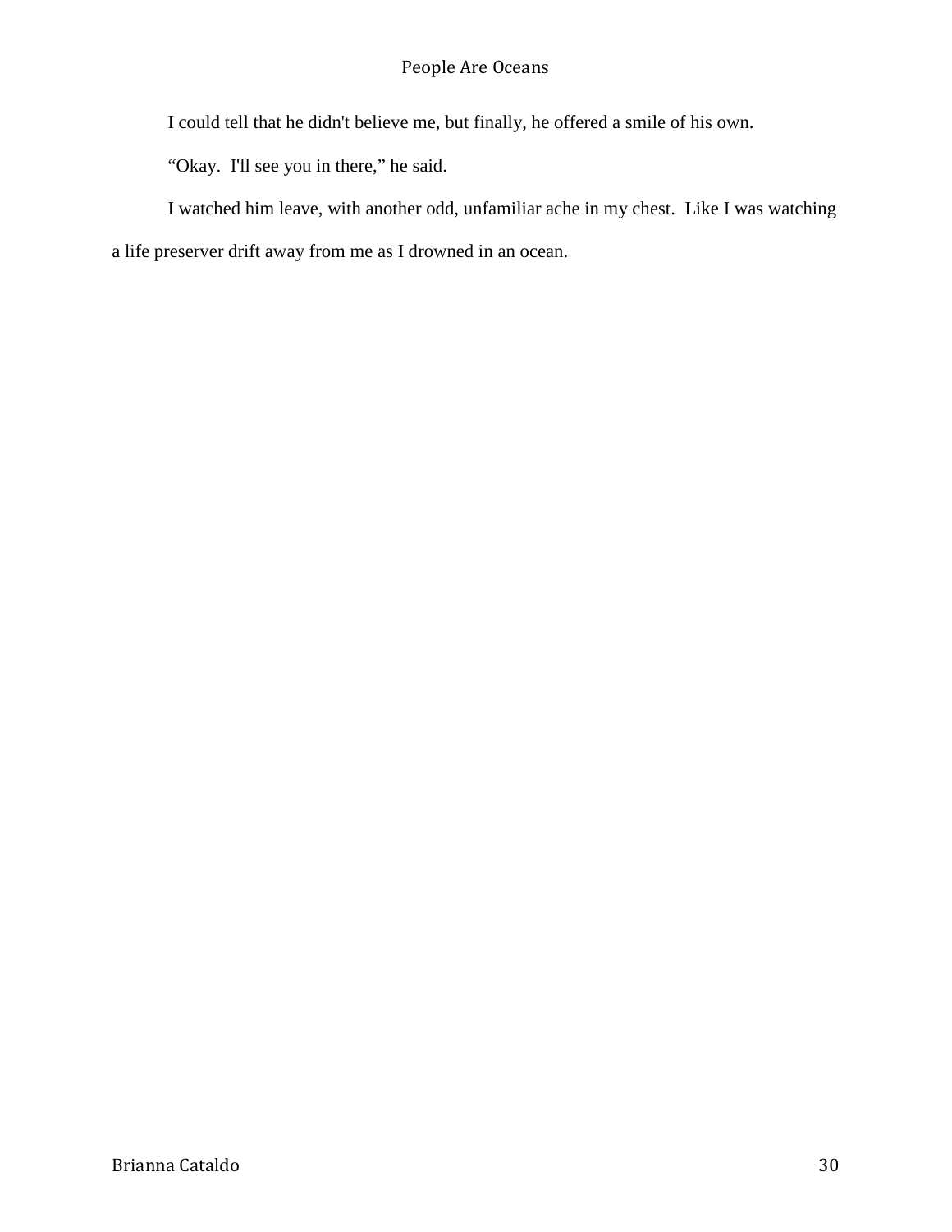I could tell that he didn't believe me, but finally, he offered a smile of his own.

"Okay.  I'll see you in there," he said.

I watched him leave, with another odd, unfamiliar ache in my chest.  Like I was watching a life preserver drift away from me as I drowned in an ocean.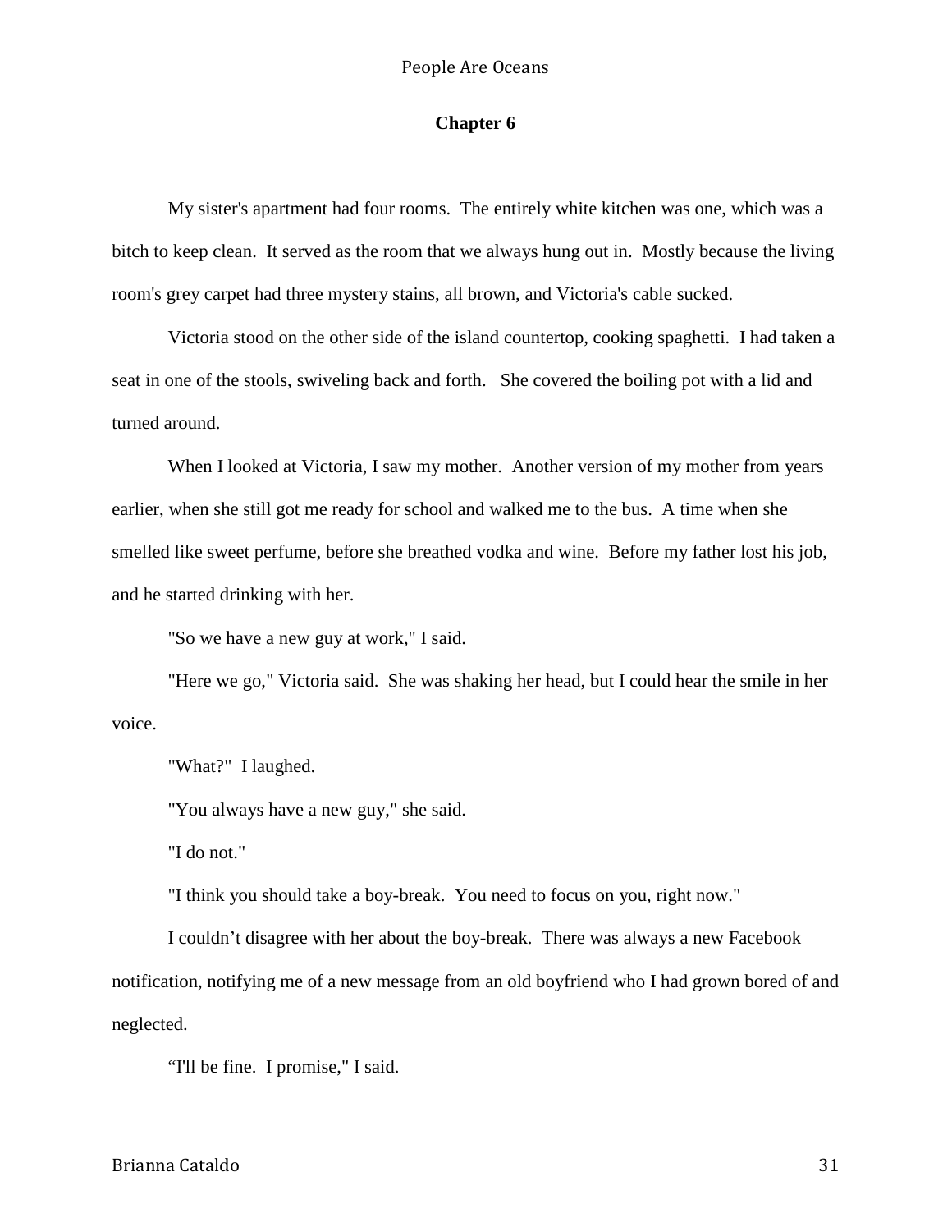## Chapter 6

My sister's apartment had four rooms. The entirely white kitchen was one, which was a bitch to keep clean. It served as the room that we always hung out in. Mostly because the living room's grey carpet had three mystery stains, all brown, and Victoria's cable sucked.

Victoria stood on the other side of the island countertop, cooking spaghetti. I had taken a seat in one of the stools, swiveling back and forth. She covered the boiling pot with a lid and turned around.

When I looked at Victoria, I saw my mother. Another version of my mother from years earlier, when she still got me ready for school and walked me to the bus. A time when she smelled like sweet perfume, before she breathed vodka and wine. Before my father lost his job, and he started drinking with her.

"So we have a new guy at work," I said.

"Here we go," Victoria said. She was shaking her head, but I could hear the smile in her voice.

"What?" I laughed.

"You always have a new guy," she said.

"I do not."

"I think you should take a boy-break. You need to focus on you, right now."

I couldn't disagree with her about the boy-break. There was always a new Facebook notification, notifying me of a new message from an old boyfriend who I had grown bored of and neglected.

"I'll be fine. I promise," I said.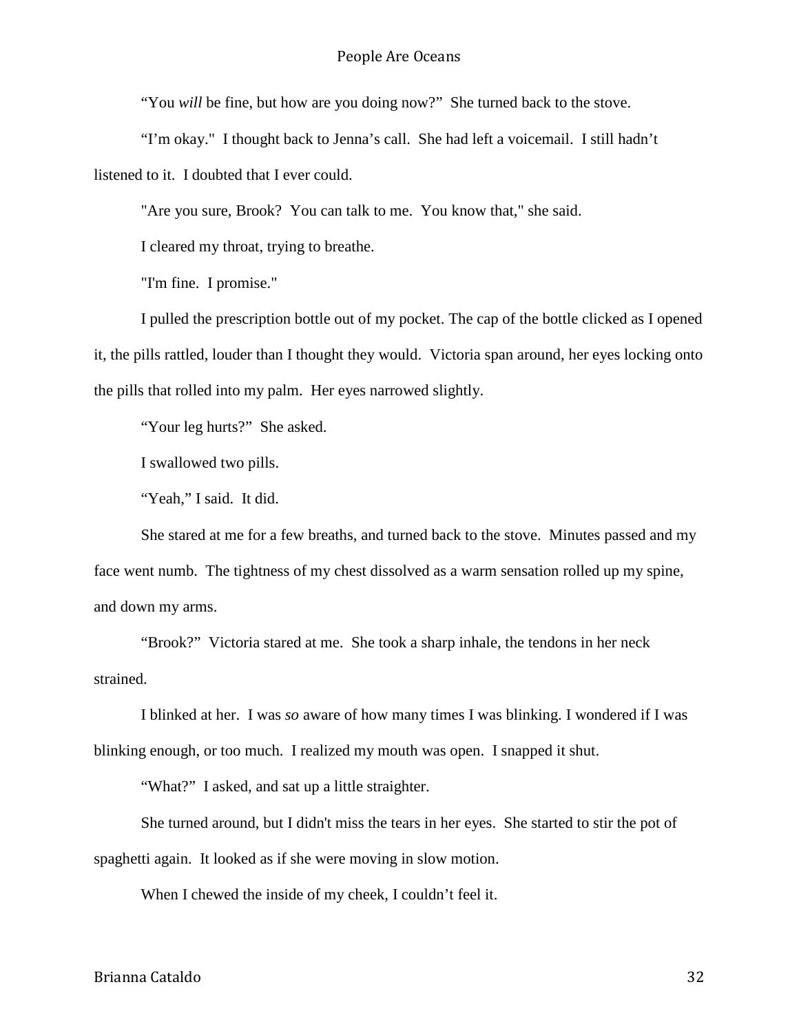"You *will* be fine, but how are you doing now?" She turned back to the stove.

"I'm okay." I thought back to Jenna's call. She had left a voicemail. I still hadn't listened to it. I doubted that I ever could.

"Are you sure, Brook? You can talk to me. You know that," she said.

I cleared my throat, trying to breathe.

"I'm fine. I promise."

I pulled the prescription bottle out of my pocket. The cap of the bottle clicked as I opened it, the pills rattled, louder than I thought they would. Victoria span around, her eyes locking onto the pills that rolled into my palm. Her eyes narrowed slightly.

"Your leg hurts?" She asked.

I swallowed two pills.

"Yeah," I said. It did.

She stared at me for a few breaths, and turned back to the stove. Minutes passed and my face went numb. The tightness of my chest dissolved as a warm sensation rolled up my spine, and down my arms.

"Brook?" Victoria stared at me. She took a sharp inhale, the tendons in her neck strained.

I blinked at her. I was *so* aware of how many times I was blinking. I wondered if I was blinking enough, or too much. I realized my mouth was open. I snapped it shut.

"What?" I asked, and sat up a little straighter.

She turned around, but I didn't miss the tears in her eyes. She started to stir the pot of spaghetti again. It looked as if she were moving in slow motion.

When I chewed the inside of my cheek, I couldn't feel it.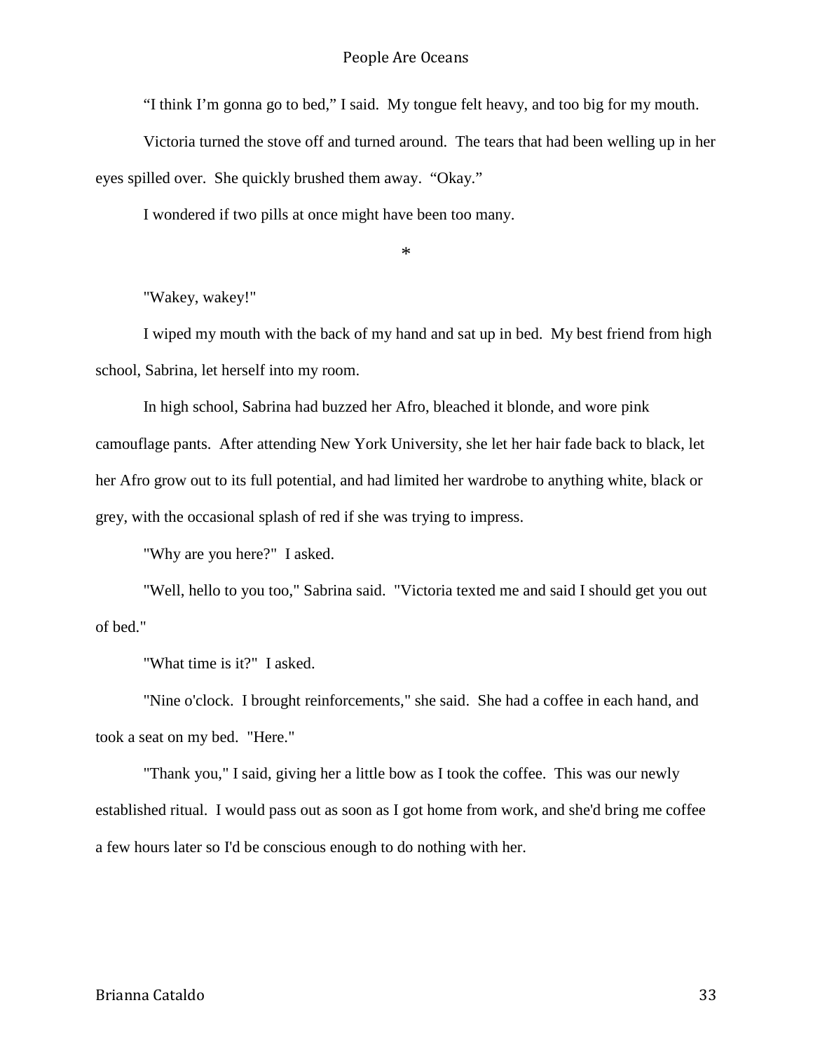“I think I’m gonna go to bed,” I said.  My tongue felt heavy, and too big for my mouth.

Victoria turned the stove off and turned around.  The tears that had been welling up in her eyes spilled over.  She quickly brushed them away.  “Okay.”

I wondered if two pills at once might have been too many.

*

"Wakey, wakey!"

I wiped my mouth with the back of my hand and sat up in bed.  My best friend from high school, Sabrina, let herself into my room.

In high school, Sabrina had buzzed her Afro, bleached it blonde, and wore pink camouflage pants.  After attending New York University, she let her hair fade back to black, let her Afro grow out to its full potential, and had limited her wardrobe to anything white, black or grey, with the occasional splash of red if she was trying to impress.

"Why are you here?"  I asked.

"Well, hello to you too," Sabrina said.  "Victoria texted me and said I should get you out of bed."

"What time is it?"  I asked.

"Nine o'clock.  I brought reinforcements," she said.  She had a coffee in each hand, and took a seat on my bed.  "Here."

"Thank you," I said, giving her a little bow as I took the coffee.  This was our newly established ritual.  I would pass out as soon as I got home from work, and she'd bring me coffee a few hours later so I'd be conscious enough to do nothing with her.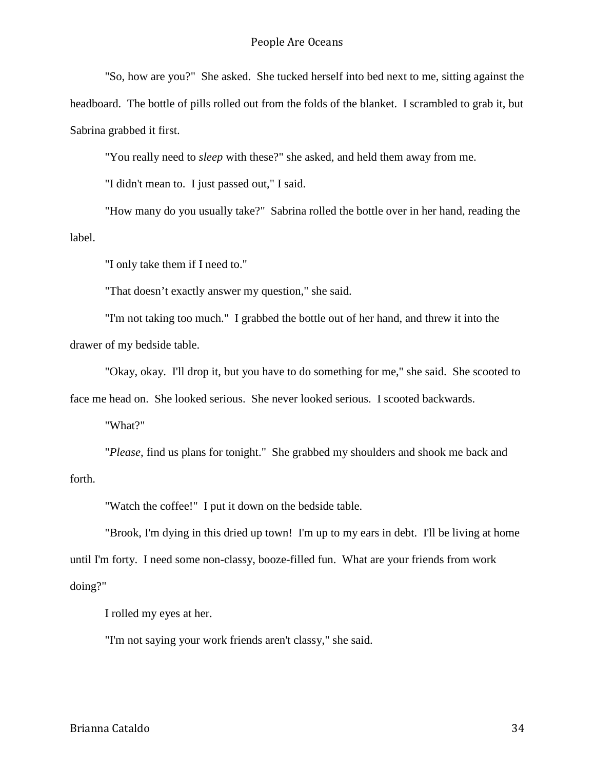"So, how are you?"  She asked.  She tucked herself into bed next to me, sitting against the headboard.  The bottle of pills rolled out from the folds of the blanket.  I scrambled to grab it, but Sabrina grabbed it first.

"You really need to *sleep* with these?" she asked, and held them away from me.

"I didn't mean to.  I just passed out," I said.

"How many do you usually take?"  Sabrina rolled the bottle over in her hand, reading the label.

"I only take them if I need to."

"That doesn't exactly answer my question," she said.

"I'm not taking too much."  I grabbed the bottle out of her hand, and threw it into the drawer of my bedside table.

"Okay, okay.  I'll drop it, but you have to do something for me," she said.  She scooted to face me head on.  She looked serious.  She never looked serious.  I scooted backwards.

"What?"

"*Please*, find us plans for tonight."  She grabbed my shoulders and shook me back and forth.

"Watch the coffee!"  I put it down on the bedside table.

"Brook, I'm dying in this dried up town!  I'm up to my ears in debt.  I'll be living at home until I'm forty.  I need some non-classy, booze-filled fun.  What are your friends from work doing?"

I rolled my eyes at her.

"I'm not saying your work friends aren't classy," she said.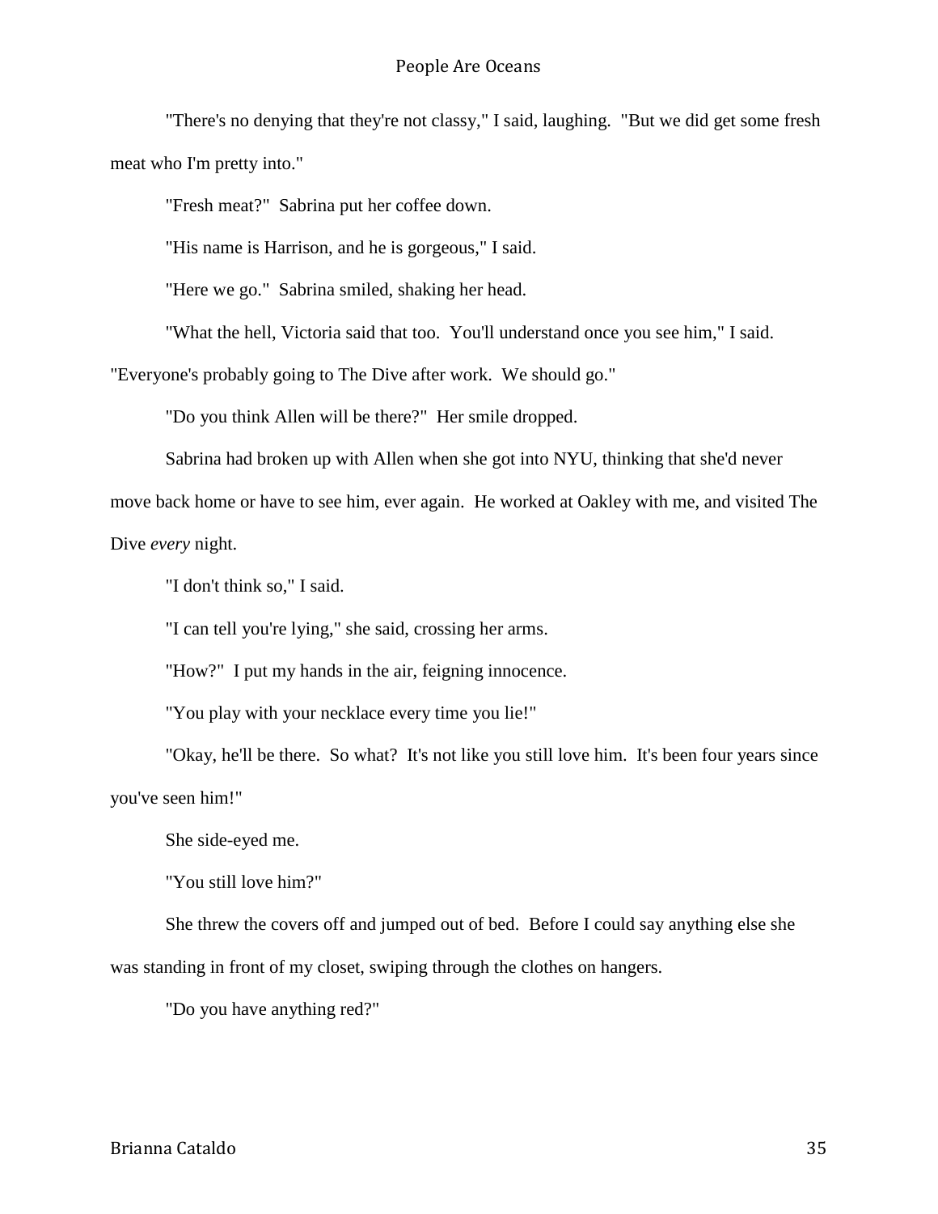"There's no denying that they're not classy," I said, laughing. "But we did get some fresh meat who I'm pretty into."

"Fresh meat?" Sabrina put her coffee down.

"His name is Harrison, and he is gorgeous," I said.

"Here we go." Sabrina smiled, shaking her head.

"What the hell, Victoria said that too. You'll understand once you see him," I said. "Everyone's probably going to The Dive after work. We should go."

"Do you think Allen will be there?" Her smile dropped.

Sabrina had broken up with Allen when she got into NYU, thinking that she'd never move back home or have to see him, ever again. He worked at Oakley with me, and visited The Dive *every* night.

"I don't think so," I said.

"I can tell you're lying," she said, crossing her arms.

"How?" I put my hands in the air, feigning innocence.

"You play with your necklace every time you lie!"

"Okay, he'll be there. So what? It's not like you still love him. It's been four years since you've seen him!"

She side-eyed me.

"You still love him?"

She threw the covers off and jumped out of bed. Before I could say anything else she was standing in front of my closet, swiping through the clothes on hangers.

"Do you have anything red?"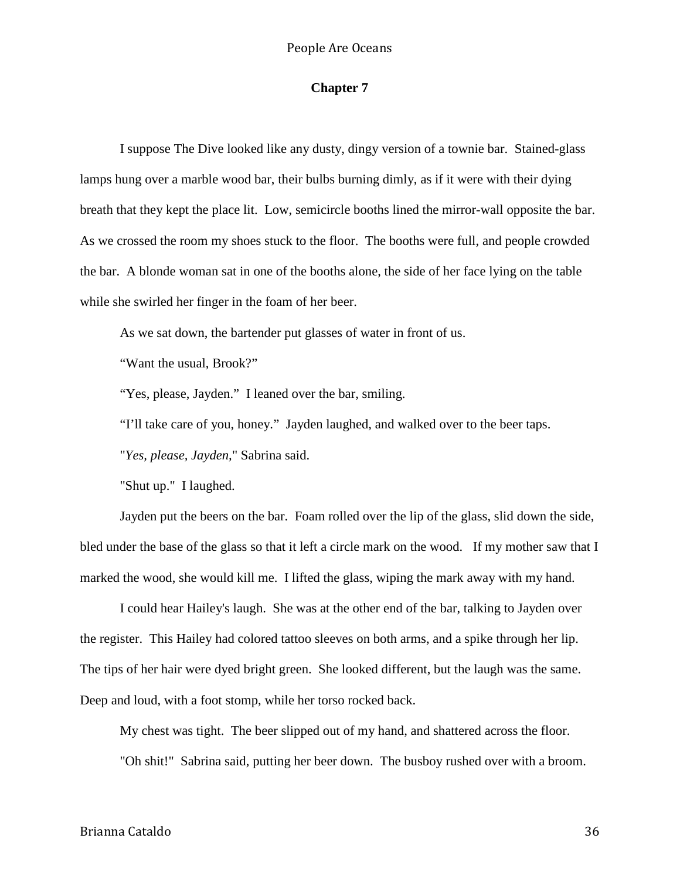## Chapter 7

I suppose The Dive looked like any dusty, dingy version of a townie bar. Stained-glass lamps hung over a marble wood bar, their bulbs burning dimly, as if it were with their dying breath that they kept the place lit. Low, semicircle booths lined the mirror-wall opposite the bar. As we crossed the room my shoes stuck to the floor. The booths were full, and people crowded the bar. A blonde woman sat in one of the booths alone, the side of her face lying on the table while she swirled her finger in the foam of her beer.

As we sat down, the bartender put glasses of water in front of us.

“Want the usual, Brook?”

“Yes, please, Jayden.” I leaned over the bar, smiling.

“I’ll take care of you, honey.” Jayden laughed, and walked over to the beer taps.

"*Yes, please, Jayden,*" Sabrina said.

"Shut up." I laughed.

Jayden put the beers on the bar. Foam rolled over the lip of the glass, slid down the side, bled under the base of the glass so that it left a circle mark on the wood. If my mother saw that I marked the wood, she would kill me. I lifted the glass, wiping the mark away with my hand.

I could hear Hailey's laugh. She was at the other end of the bar, talking to Jayden over the register. This Hailey had colored tattoo sleeves on both arms, and a spike through her lip. The tips of her hair were dyed bright green. She looked different, but the laugh was the same. Deep and loud, with a foot stomp, while her torso rocked back.

My chest was tight. The beer slipped out of my hand, and shattered across the floor.

"Oh shit!" Sabrina said, putting her beer down. The busboy rushed over with a broom.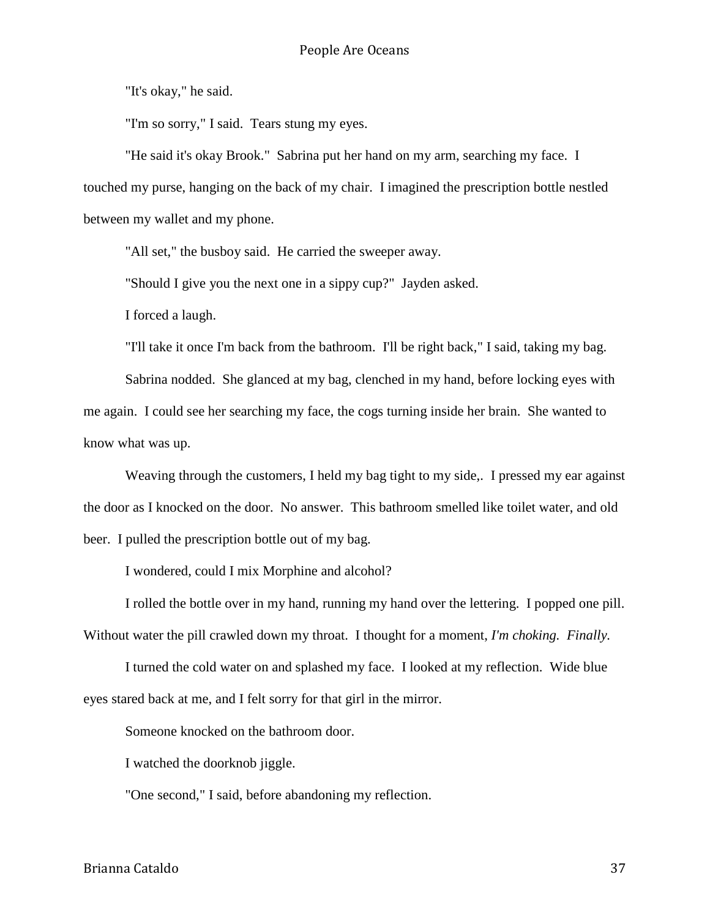"It's okay," he said.

"I'm so sorry," I said. Tears stung my eyes.

"He said it's okay Brook." Sabrina put her hand on my arm, searching my face. I touched my purse, hanging on the back of my chair. I imagined the prescription bottle nestled between my wallet and my phone.

"All set," the busboy said. He carried the sweeper away.

"Should I give you the next one in a sippy cup?" Jayden asked.

I forced a laugh.

"I'll take it once I'm back from the bathroom. I'll be right back," I said, taking my bag.

Sabrina nodded. She glanced at my bag, clenched in my hand, before locking eyes with me again. I could see her searching my face, the cogs turning inside her brain. She wanted to know what was up.

Weaving through the customers, I held my bag tight to my side,. I pressed my ear against the door as I knocked on the door. No answer. This bathroom smelled like toilet water, and old beer. I pulled the prescription bottle out of my bag.

I wondered, could I mix Morphine and alcohol?

I rolled the bottle over in my hand, running my hand over the lettering. I popped one pill. Without water the pill crawled down my throat. I thought for a moment, *I'm choking. Finally.*

I turned the cold water on and splashed my face. I looked at my reflection. Wide blue eyes stared back at me, and I felt sorry for that girl in the mirror.

Someone knocked on the bathroom door.

I watched the doorknob jiggle.

"One second," I said, before abandoning my reflection.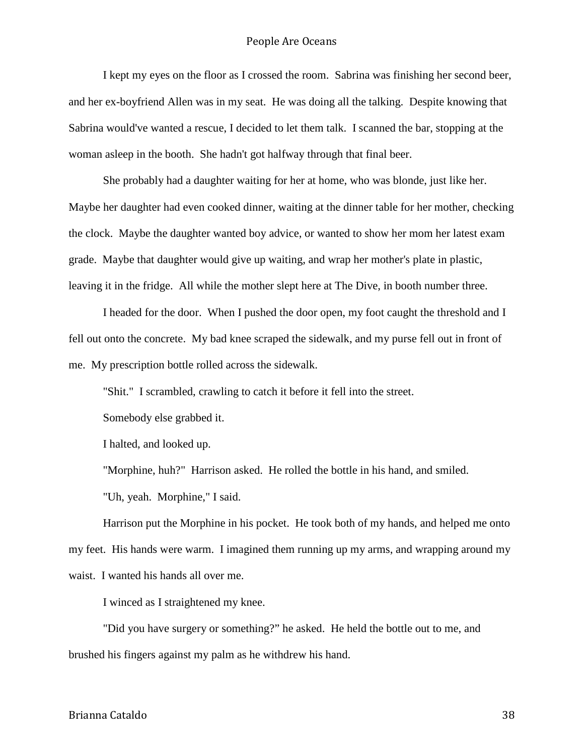I kept my eyes on the floor as I crossed the room. Sabrina was finishing her second beer, and her ex-boyfriend Allen was in my seat. He was doing all the talking. Despite knowing that Sabrina would've wanted a rescue, I decided to let them talk. I scanned the bar, stopping at the woman asleep in the booth. She hadn't got halfway through that final beer.

She probably had a daughter waiting for her at home, who was blonde, just like her. Maybe her daughter had even cooked dinner, waiting at the dinner table for her mother, checking the clock. Maybe the daughter wanted boy advice, or wanted to show her mom her latest exam grade. Maybe that daughter would give up waiting, and wrap her mother's plate in plastic, leaving it in the fridge. All while the mother slept here at The Dive, in booth number three.

I headed for the door. When I pushed the door open, my foot caught the threshold and I fell out onto the concrete. My bad knee scraped the sidewalk, and my purse fell out in front of me. My prescription bottle rolled across the sidewalk.

"Shit." I scrambled, crawling to catch it before it fell into the street.

Somebody else grabbed it.

I halted, and looked up.

"Morphine, huh?" Harrison asked. He rolled the bottle in his hand, and smiled.

"Uh, yeah. Morphine," I said.

Harrison put the Morphine in his pocket. He took both of my hands, and helped me onto my feet. His hands were warm. I imagined them running up my arms, and wrapping around my waist. I wanted his hands all over me.

I winced as I straightened my knee.

"Did you have surgery or something?" he asked. He held the bottle out to me, and brushed his fingers against my palm as he withdrew his hand.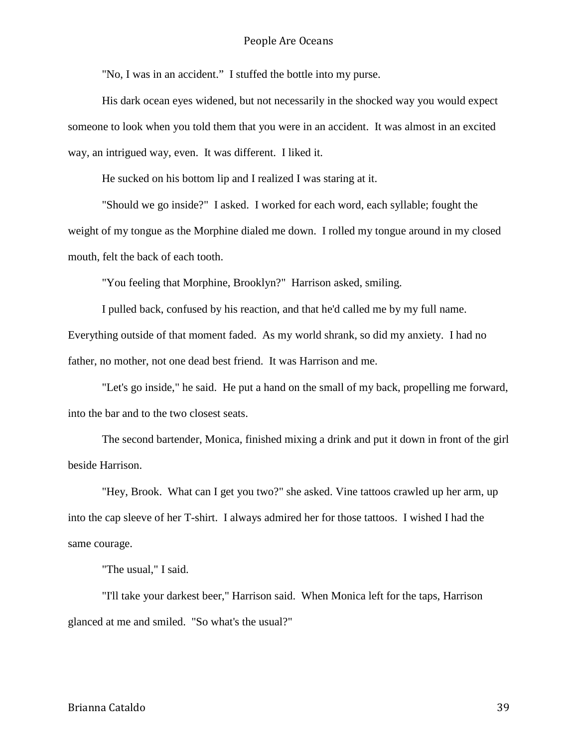"No, I was in an accident." I stuffed the bottle into my purse.

His dark ocean eyes widened, but not necessarily in the shocked way you would expect someone to look when you told them that you were in an accident. It was almost in an excited way, an intrigued way, even. It was different. I liked it.

He sucked on his bottom lip and I realized I was staring at it.

"Should we go inside?" I asked. I worked for each word, each syllable; fought the weight of my tongue as the Morphine dialed me down. I rolled my tongue around in my closed mouth, felt the back of each tooth.

"You feeling that Morphine, Brooklyn?" Harrison asked, smiling.

I pulled back, confused by his reaction, and that he'd called me by my full name. Everything outside of that moment faded. As my world shrank, so did my anxiety. I had no father, no mother, not one dead best friend. It was Harrison and me.

"Let's go inside," he said. He put a hand on the small of my back, propelling me forward, into the bar and to the two closest seats.

The second bartender, Monica, finished mixing a drink and put it down in front of the girl beside Harrison.

"Hey, Brook. What can I get you two?" she asked. Vine tattoos crawled up her arm, up into the cap sleeve of her T-shirt. I always admired her for those tattoos. I wished I had the same courage.

"The usual," I said.

"I'll take your darkest beer," Harrison said. When Monica left for the taps, Harrison glanced at me and smiled. "So what's the usual?"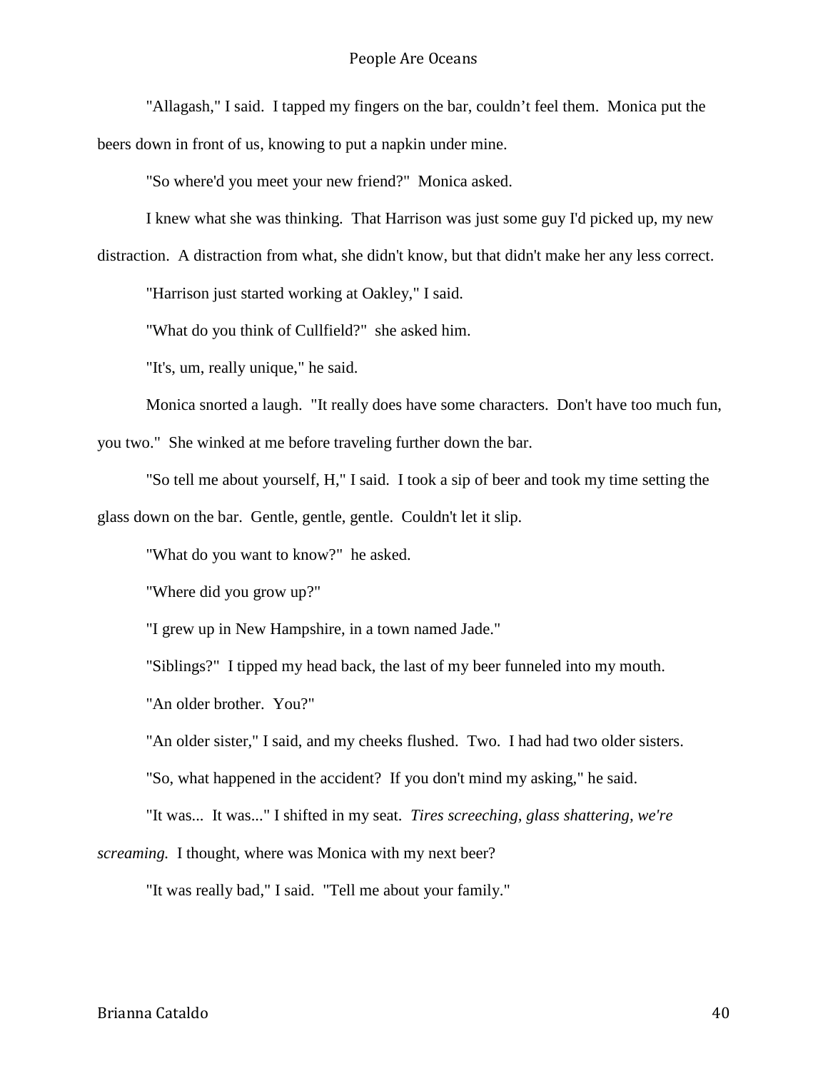"Allagash," I said.  I tapped my fingers on the bar, couldn't feel them.  Monica put the beers down in front of us, knowing to put a napkin under mine.

"So where'd you meet your new friend?"  Monica asked.

I knew what she was thinking.  That Harrison was just some guy I'd picked up, my new distraction.  A distraction from what, she didn't know, but that didn't make her any less correct.

"Harrison just started working at Oakley," I said.

"What do you think of Cullfield?"  she asked him.

"It's, um, really unique," he said.

Monica snorted a laugh.  "It really does have some characters.  Don't have too much fun, you two."  She winked at me before traveling further down the bar.

"So tell me about yourself, H," I said.  I took a sip of beer and took my time setting the glass down on the bar.  Gentle, gentle, gentle.  Couldn't let it slip.

"What do you want to know?"  he asked.

"Where did you grow up?"

"I grew up in New Hampshire, in a town named Jade."

"Siblings?"  I tipped my head back, the last of my beer funneled into my mouth.

"An older brother.  You?"

"An older sister," I said, and my cheeks flushed.  Two.  I had had two older sisters.

"So, what happened in the accident?  If you don't mind my asking," he said.

"It was...  It was..." I shifted in my seat.  *Tires screeching, glass shattering, we're screaming.*  I thought, where was Monica with my next beer?

"It was really bad," I said.  "Tell me about your family."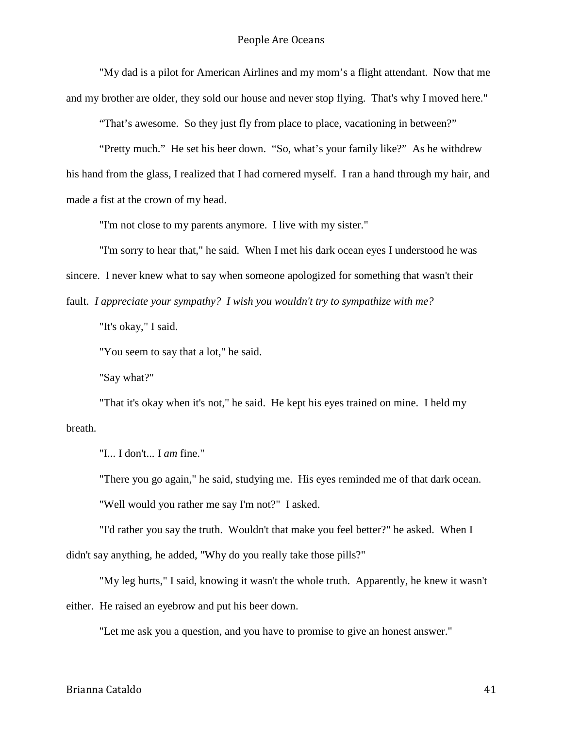"My dad is a pilot for American Airlines and my mom's a flight attendant. Now that me and my brother are older, they sold our house and never stop flying. That's why I moved here."

"That's awesome. So they just fly from place to place, vacationing in between?"

"Pretty much." He set his beer down. "So, what's your family like?" As he withdrew his hand from the glass, I realized that I had cornered myself. I ran a hand through my hair, and made a fist at the crown of my head.

"I'm not close to my parents anymore. I live with my sister."

"I'm sorry to hear that," he said. When I met his dark ocean eyes I understood he was sincere. I never knew what to say when someone apologized for something that wasn't their fault. *I appreciate your sympathy? I wish you wouldn't try to sympathize with me?*

"It's okay," I said.

"You seem to say that a lot," he said.

"Say what?"

"That it's okay when it's not," he said. He kept his eyes trained on mine. I held my breath.

"I... I don't... I *am* fine."

"There you go again," he said, studying me. His eyes reminded me of that dark ocean.

"Well would you rather me say I'm not?" I asked.

"I'd rather you say the truth. Wouldn't that make you feel better?" he asked. When I didn't say anything, he added, "Why do you really take those pills?"

"My leg hurts," I said, knowing it wasn't the whole truth. Apparently, he knew it wasn't either. He raised an eyebrow and put his beer down.

"Let me ask you a question, and you have to promise to give an honest answer."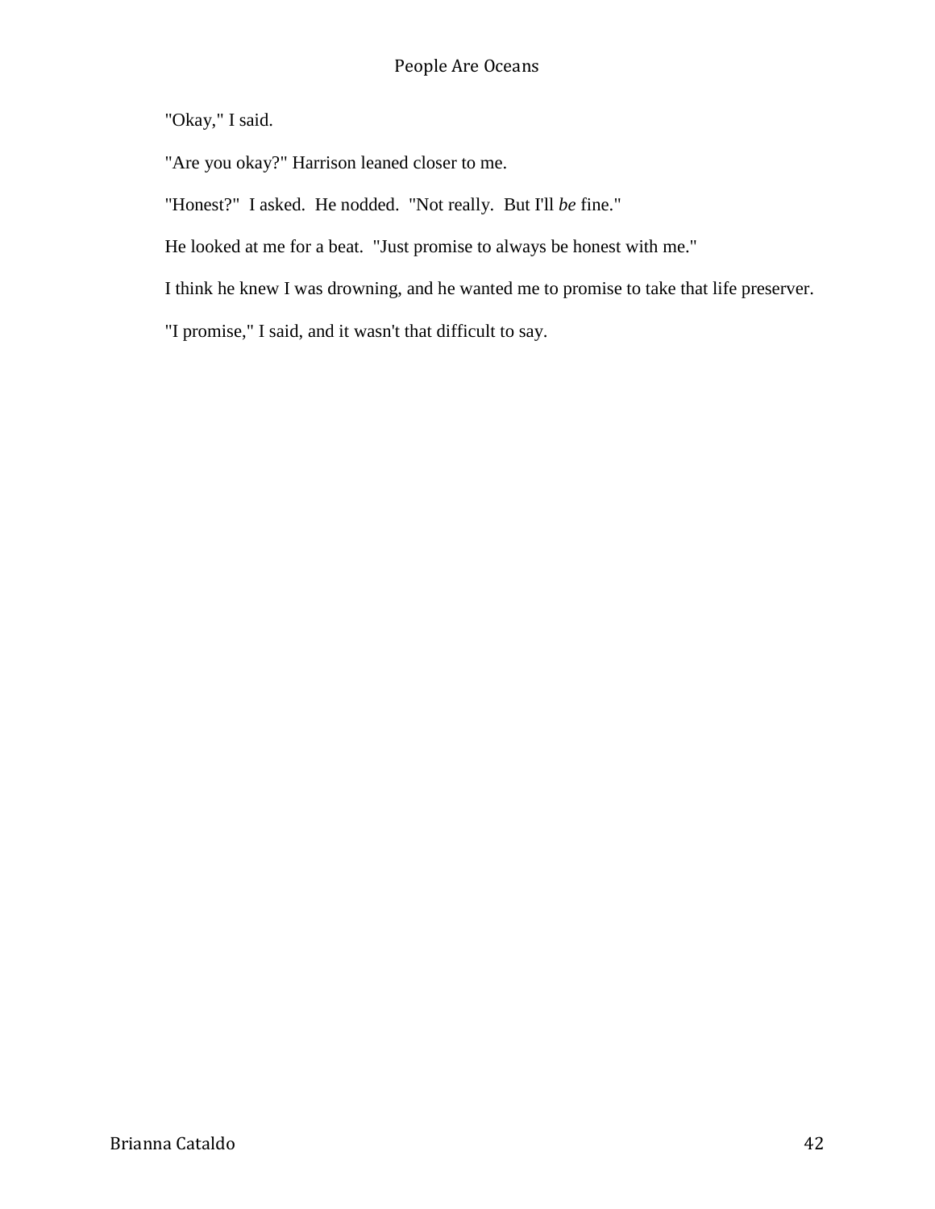"Okay," I said.

"Are you okay?" Harrison leaned closer to me.

"Honest?" I asked. He nodded. "Not really. But I'll *be* fine."

He looked at me for a beat. "Just promise to always be honest with me."

I think he knew I was drowning, and he wanted me to promise to take that life preserver.

"I promise," I said, and it wasn't that difficult to say.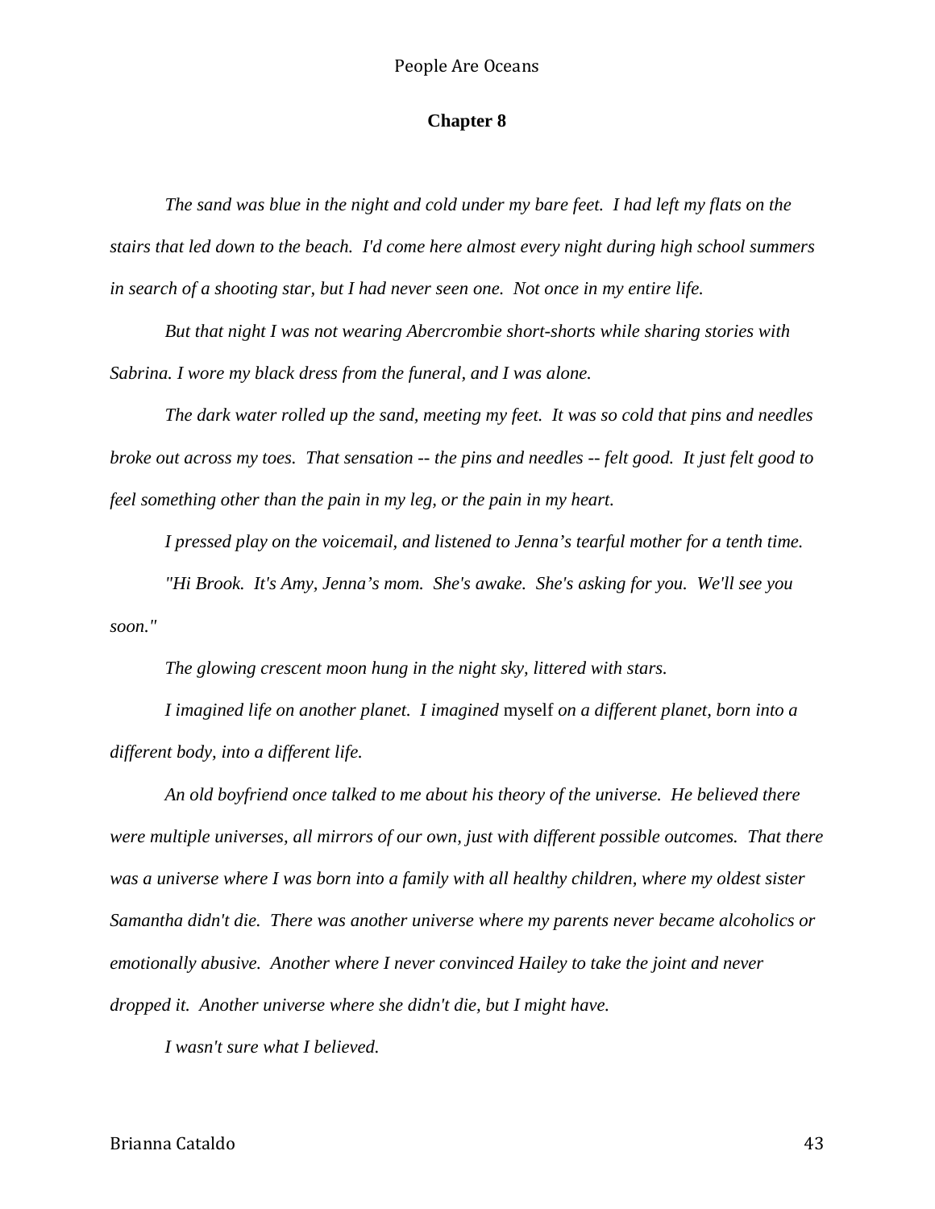## Chapter 8

*The sand was blue in the night and cold under my bare feet. I had left my flats on the stairs that led down to the beach. I'd come here almost every night during high school summers in search of a shooting star, but I had never seen one. Not once in my entire life.*

*But that night I was not wearing Abercrombie short-shorts while sharing stories with Sabrina. I wore my black dress from the funeral, and I was alone.*

*The dark water rolled up the sand, meeting my feet. It was so cold that pins and needles broke out across my toes. That sensation -- the pins and needles -- felt good. It just felt good to feel something other than the pain in my leg, or the pain in my heart.*

*I pressed play on the voicemail, and listened to Jenna's tearful mother for a tenth time.*

*"Hi Brook. It's Amy, Jenna's mom. She's awake. She's asking for you. We'll see you soon."*

*The glowing crescent moon hung in the night sky, littered with stars.*

*I imagined life on another planet. I imagined* myself *on a different planet, born into a different body, into a different life.*

*An old boyfriend once talked to me about his theory of the universe. He believed there were multiple universes, all mirrors of our own, just with different possible outcomes. That there was a universe where I was born into a family with all healthy children, where my oldest sister Samantha didn't die. There was another universe where my parents never became alcoholics or emotionally abusive. Another where I never convinced Hailey to take the joint and never dropped it. Another universe where she didn't die, but I might have.*

*I wasn't sure what I believed.*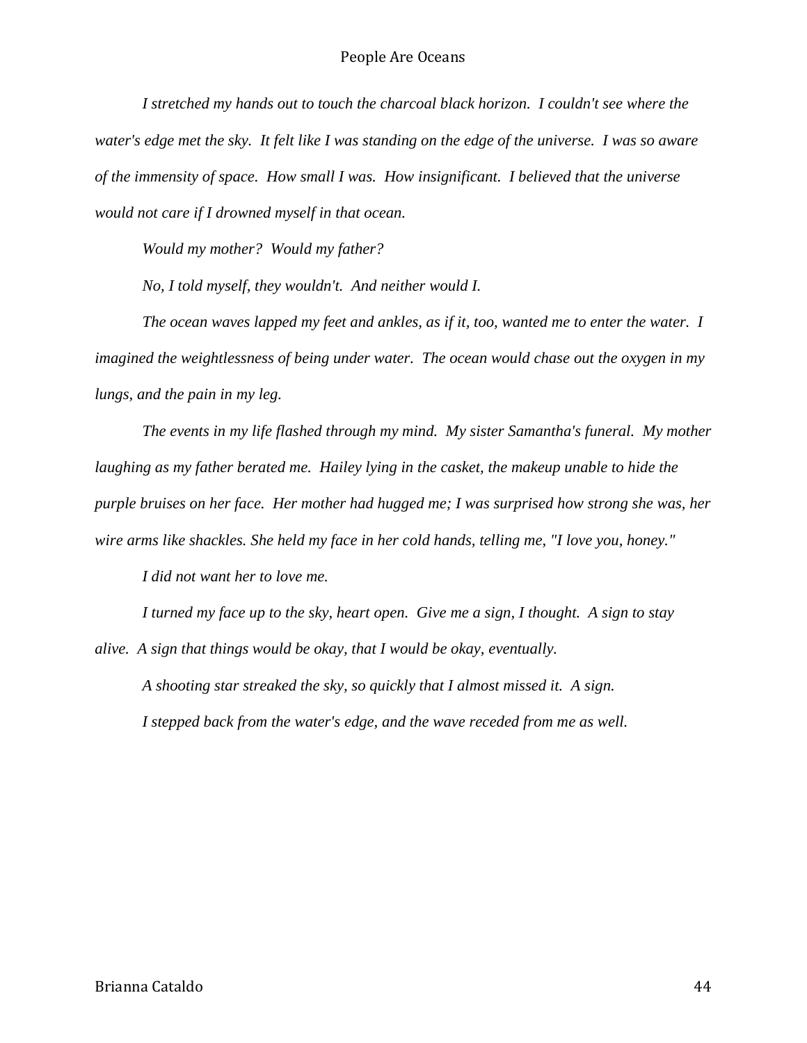*I stretched my hands out to touch the charcoal black horizon. I couldn't see where the water's edge met the sky. It felt like I was standing on the edge of the universe. I was so aware of the immensity of space. How small I was. How insignificant. I believed that the universe would not care if I drowned myself in that ocean.*

*Would my mother? Would my father?*

*No, I told myself, they wouldn't. And neither would I.*

*The ocean waves lapped my feet and ankles, as if it, too, wanted me to enter the water. I imagined the weightlessness of being under water. The ocean would chase out the oxygen in my lungs, and the pain in my leg.*

*The events in my life flashed through my mind. My sister Samantha's funeral. My mother laughing as my father berated me. Hailey lying in the casket, the makeup unable to hide the purple bruises on her face. Her mother had hugged me; I was surprised how strong she was, her wire arms like shackles. She held my face in her cold hands, telling me, "I love you, honey."*

*I did not want her to love me.*

*I turned my face up to the sky, heart open. Give me a sign, I thought. A sign to stay alive. A sign that things would be okay, that I would be okay, eventually.*

*A shooting star streaked the sky, so quickly that I almost missed it. A sign.*

*I stepped back from the water's edge, and the wave receded from me as well.*